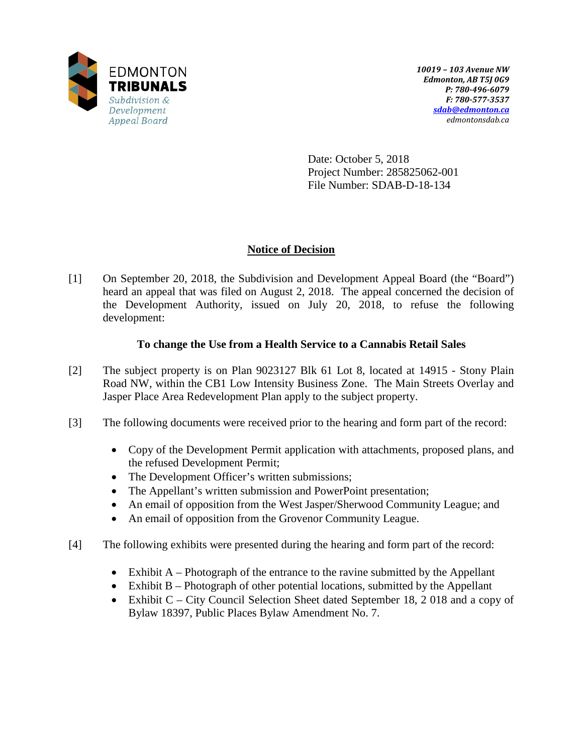EDMONTON
**TRIBUNALS**
*Subdivision & Development Appeal Board*

***10019 – 103 Avenue NW***
***Edmonton, AB T5J 0G9***
***P: 780-496-6079***
***F: 780-577-3537***
***sdab@edmonton.ca***
*edmontonsdab.ca*

Date: October 5, 2018
Project Number: 285825062-001
File Number: SDAB-D-18-134

## Notice of Decision

[1] On September 20, 2018, the Subdivision and Development Appeal Board (the "Board") heard an appeal that was filed on August 2, 2018. The appeal concerned the decision of the Development Authority, issued on July 20, 2018, to refuse the following development:

**To change the Use from a Health Service to a Cannabis Retail Sales**

[2] The subject property is on Plan 9023127 Blk 61 Lot 8, located at 14915 - Stony Plain Road NW, within the CB1 Low Intensity Business Zone. The Main Streets Overlay and Jasper Place Area Redevelopment Plan apply to the subject property.

[3] The following documents were received prior to the hearing and form part of the record:

- Copy of the Development Permit application with attachments, proposed plans, and the refused Development Permit;
- The Development Officer's written submissions;
- The Appellant's written submission and PowerPoint presentation;
- An email of opposition from the West Jasper/Sherwood Community League; and
- An email of opposition from the Grovenor Community League.

[4] The following exhibits were presented during the hearing and form part of the record:

- Exhibit A – Photograph of the entrance to the ravine submitted by the Appellant
- Exhibit B – Photograph of other potential locations, submitted by the Appellant
- Exhibit C – City Council Selection Sheet dated September 18, 2 018 and a copy of Bylaw 18397, Public Places Bylaw Amendment No. 7.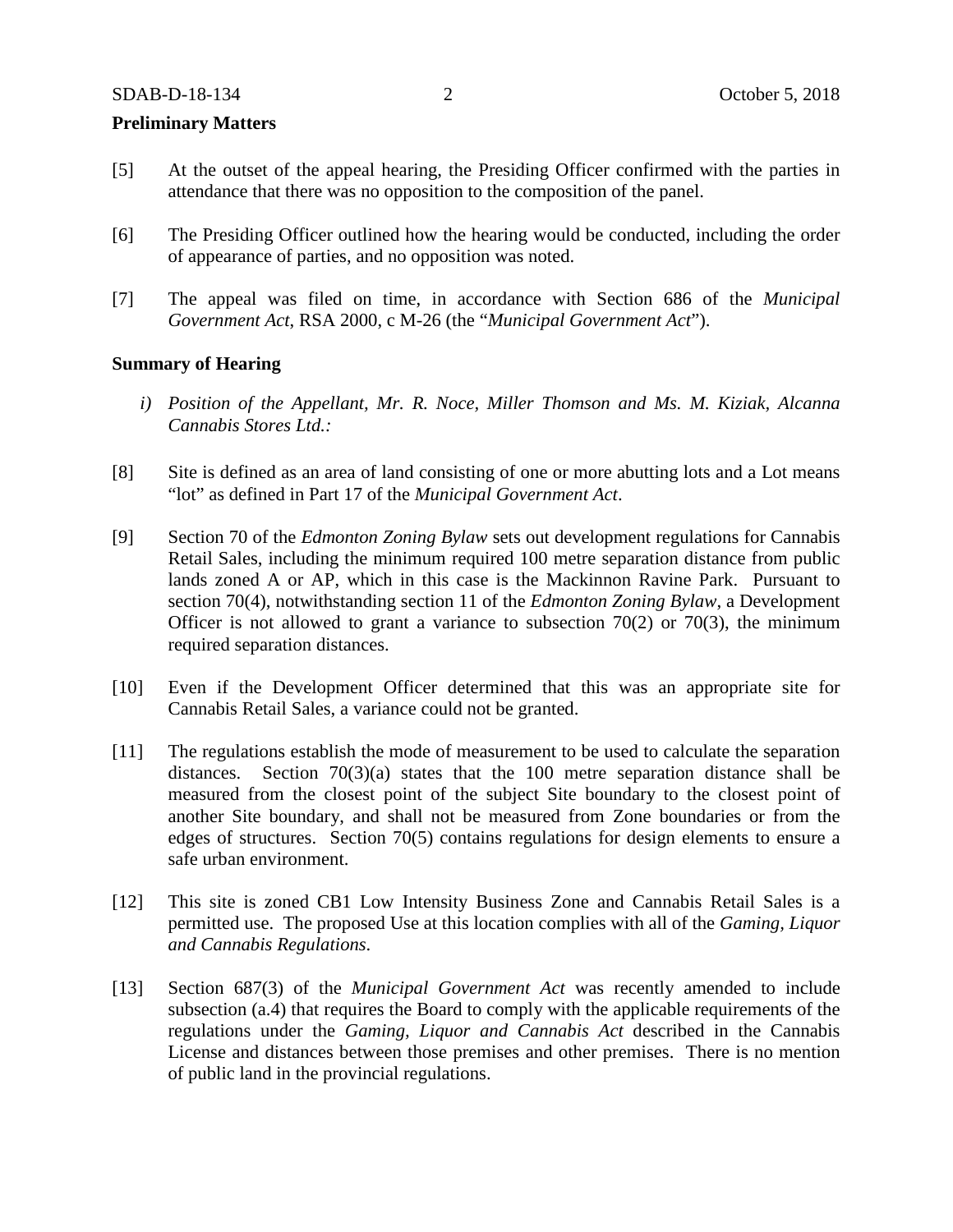**Preliminary Matters**

[5] At the outset of the appeal hearing, the Presiding Officer confirmed with the parties in attendance that there was no opposition to the composition of the panel.

[6] The Presiding Officer outlined how the hearing would be conducted, including the order of appearance of parties, and no opposition was noted.

[7] The appeal was filed on time, in accordance with Section 686 of the *Municipal Government Act*, RSA 2000, c M-26 (the "*Municipal Government Act*").

**Summary of Hearing**

*i) Position of the Appellant, Mr. R. Noce, Miller Thomson and Ms. M. Kiziak, Alcanna Cannabis Stores Ltd.:*

[8] Site is defined as an area of land consisting of one or more abutting lots and a Lot means "lot" as defined in Part 17 of the *Municipal Government Act*.

[9] Section 70 of the *Edmonton Zoning Bylaw* sets out development regulations for Cannabis Retail Sales, including the minimum required 100 metre separation distance from public lands zoned A or AP, which in this case is the Mackinnon Ravine Park. Pursuant to section 70(4), notwithstanding section 11 of the *Edmonton Zoning Bylaw*, a Development Officer is not allowed to grant a variance to subsection 70(2) or 70(3), the minimum required separation distances.

[10] Even if the Development Officer determined that this was an appropriate site for Cannabis Retail Sales, a variance could not be granted.

[11] The regulations establish the mode of measurement to be used to calculate the separation distances. Section 70(3)(a) states that the 100 metre separation distance shall be measured from the closest point of the subject Site boundary to the closest point of another Site boundary, and shall not be measured from Zone boundaries or from the edges of structures. Section 70(5) contains regulations for design elements to ensure a safe urban environment.

[12] This site is zoned CB1 Low Intensity Business Zone and Cannabis Retail Sales is a permitted use. The proposed Use at this location complies with all of the *Gaming, Liquor and Cannabis Regulations*.

[13] Section 687(3) of the *Municipal Government Act* was recently amended to include subsection (a.4) that requires the Board to comply with the applicable requirements of the regulations under the *Gaming, Liquor and Cannabis Act* described in the Cannabis License and distances between those premises and other premises. There is no mention of public land in the provincial regulations.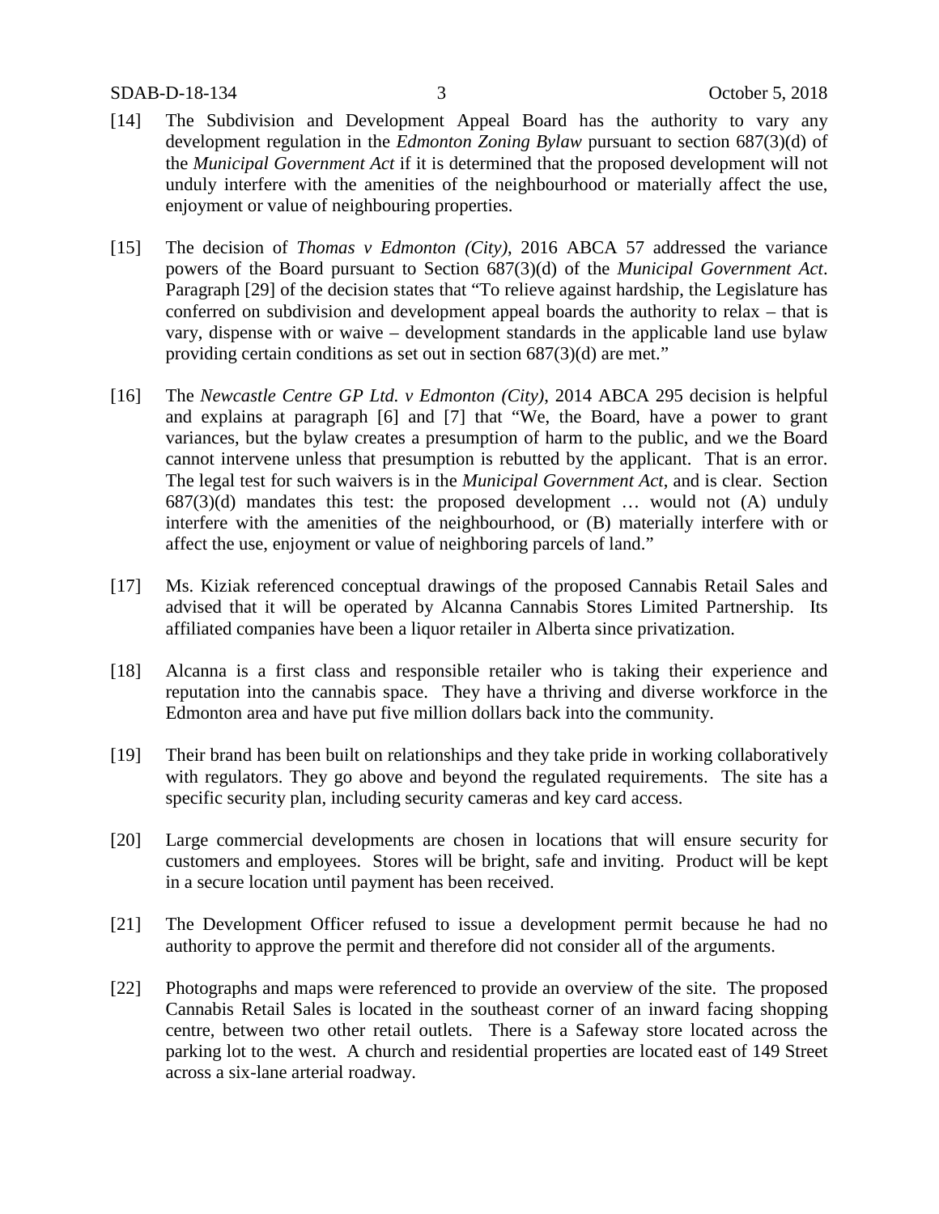[14] The Subdivision and Development Appeal Board has the authority to vary any development regulation in the *Edmonton Zoning Bylaw* pursuant to section 687(3)(d) of the *Municipal Government Act* if it is determined that the proposed development will not unduly interfere with the amenities of the neighbourhood or materially affect the use, enjoyment or value of neighbouring properties.

[15] The decision of *Thomas v Edmonton (City)*, 2016 ABCA 57 addressed the variance powers of the Board pursuant to Section 687(3)(d) of the *Municipal Government Act*. Paragraph [29] of the decision states that "To relieve against hardship, the Legislature has conferred on subdivision and development appeal boards the authority to relax – that is vary, dispense with or waive – development standards in the applicable land use bylaw providing certain conditions as set out in section 687(3)(d) are met."

[16] The *Newcastle Centre GP Ltd. v Edmonton (City)*, 2014 ABCA 295 decision is helpful and explains at paragraph [6] and [7] that "We, the Board, have a power to grant variances, but the bylaw creates a presumption of harm to the public, and we the Board cannot intervene unless that presumption is rebutted by the applicant. That is an error. The legal test for such waivers is in the *Municipal Government Act*, and is clear. Section 687(3)(d) mandates this test: the proposed development … would not (A) unduly interfere with the amenities of the neighbourhood, or (B) materially interfere with or affect the use, enjoyment or value of neighboring parcels of land."

[17] Ms. Kiziak referenced conceptual drawings of the proposed Cannabis Retail Sales and advised that it will be operated by Alcanna Cannabis Stores Limited Partnership. Its affiliated companies have been a liquor retailer in Alberta since privatization.

[18] Alcanna is a first class and responsible retailer who is taking their experience and reputation into the cannabis space. They have a thriving and diverse workforce in the Edmonton area and have put five million dollars back into the community.

[19] Their brand has been built on relationships and they take pride in working collaboratively with regulators. They go above and beyond the regulated requirements. The site has a specific security plan, including security cameras and key card access.

[20] Large commercial developments are chosen in locations that will ensure security for customers and employees. Stores will be bright, safe and inviting. Product will be kept in a secure location until payment has been received.

[21] The Development Officer refused to issue a development permit because he had no authority to approve the permit and therefore did not consider all of the arguments.

[22] Photographs and maps were referenced to provide an overview of the site. The proposed Cannabis Retail Sales is located in the southeast corner of an inward facing shopping centre, between two other retail outlets. There is a Safeway store located across the parking lot to the west. A church and residential properties are located east of 149 Street across a six-lane arterial roadway.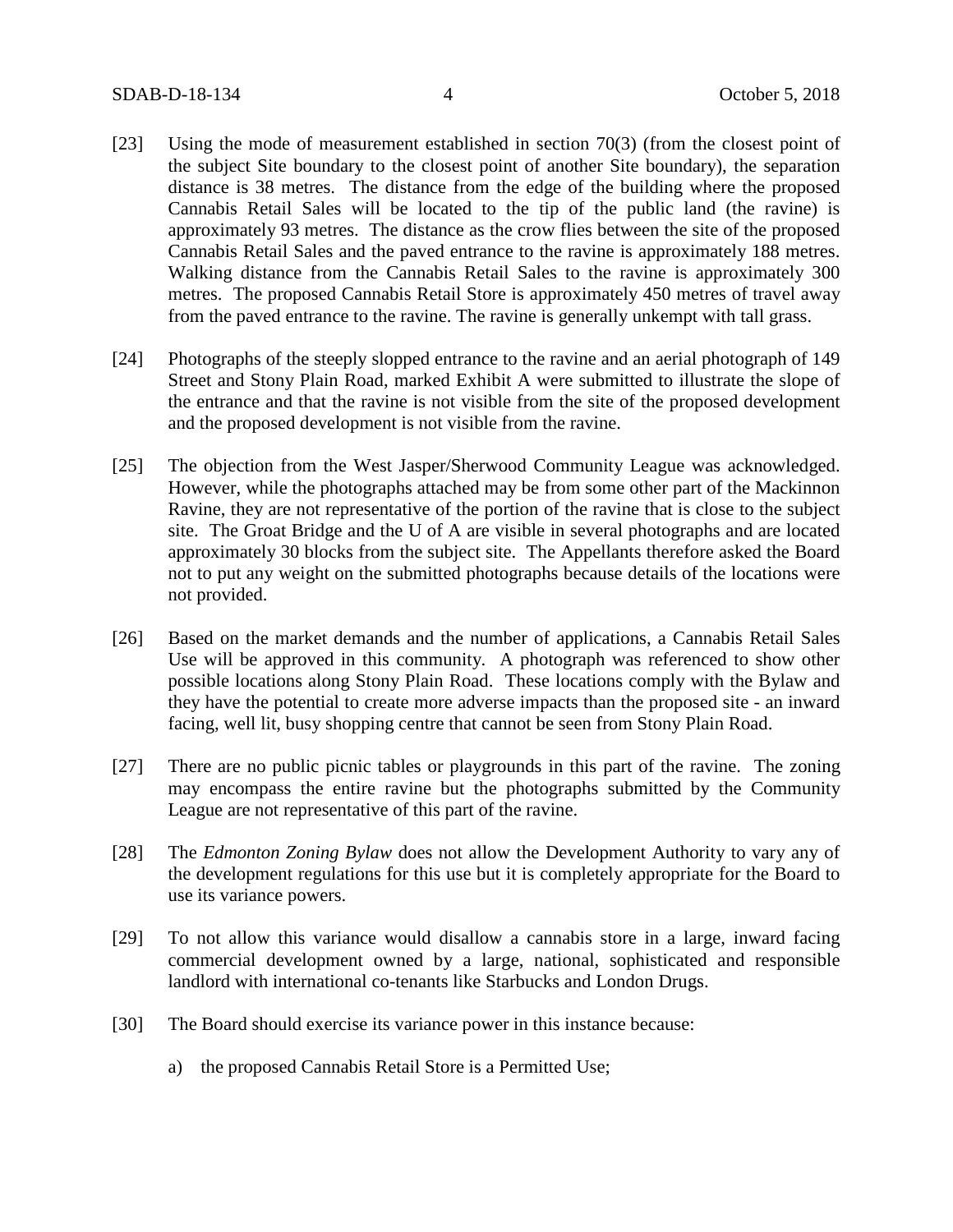[23] Using the mode of measurement established in section 70(3) (from the closest point of the subject Site boundary to the closest point of another Site boundary), the separation distance is 38 metres. The distance from the edge of the building where the proposed Cannabis Retail Sales will be located to the tip of the public land (the ravine) is approximately 93 metres. The distance as the crow flies between the site of the proposed Cannabis Retail Sales and the paved entrance to the ravine is approximately 188 metres. Walking distance from the Cannabis Retail Sales to the ravine is approximately 300 metres. The proposed Cannabis Retail Store is approximately 450 metres of travel away from the paved entrance to the ravine. The ravine is generally unkempt with tall grass.

[24] Photographs of the steeply slopped entrance to the ravine and an aerial photograph of 149 Street and Stony Plain Road, marked Exhibit A were submitted to illustrate the slope of the entrance and that the ravine is not visible from the site of the proposed development and the proposed development is not visible from the ravine.

[25] The objection from the West Jasper/Sherwood Community League was acknowledged. However, while the photographs attached may be from some other part of the Mackinnon Ravine, they are not representative of the portion of the ravine that is close to the subject site. The Groat Bridge and the U of A are visible in several photographs and are located approximately 30 blocks from the subject site. The Appellants therefore asked the Board not to put any weight on the submitted photographs because details of the locations were not provided.

[26] Based on the market demands and the number of applications, a Cannabis Retail Sales Use will be approved in this community. A photograph was referenced to show other possible locations along Stony Plain Road. These locations comply with the Bylaw and they have the potential to create more adverse impacts than the proposed site - an inward facing, well lit, busy shopping centre that cannot be seen from Stony Plain Road.

[27] There are no public picnic tables or playgrounds in this part of the ravine. The zoning may encompass the entire ravine but the photographs submitted by the Community League are not representative of this part of the ravine.

[28] The *Edmonton Zoning Bylaw* does not allow the Development Authority to vary any of the development regulations for this use but it is completely appropriate for the Board to use its variance powers.

[29] To not allow this variance would disallow a cannabis store in a large, inward facing commercial development owned by a large, national, sophisticated and responsible landlord with international co-tenants like Starbucks and London Drugs.

[30] The Board should exercise its variance power in this instance because:

a) the proposed Cannabis Retail Store is a Permitted Use;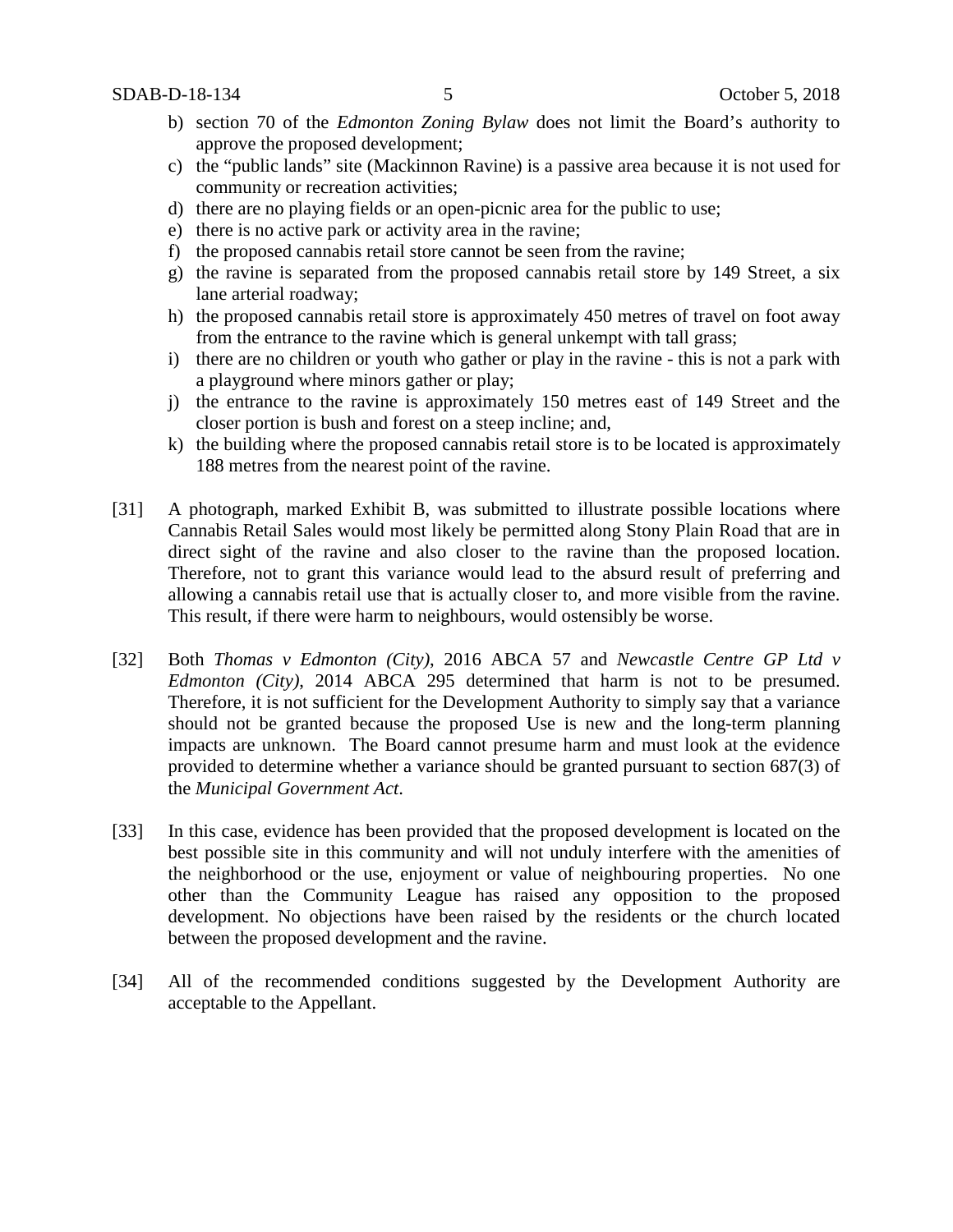b) section 70 of the *Edmonton Zoning Bylaw* does not limit the Board's authority to approve the proposed development;
c) the "public lands" site (Mackinnon Ravine) is a passive area because it is not used for community or recreation activities;
d) there are no playing fields or an open-picnic area for the public to use;
e) there is no active park or activity area in the ravine;
f) the proposed cannabis retail store cannot be seen from the ravine;
g) the ravine is separated from the proposed cannabis retail store by 149 Street, a six lane arterial roadway;
h) the proposed cannabis retail store is approximately 450 metres of travel on foot away from the entrance to the ravine which is general unkempt with tall grass;
i) there are no children or youth who gather or play in the ravine - this is not a park with a playground where minors gather or play;
j) the entrance to the ravine is approximately 150 metres east of 149 Street and the closer portion is bush and forest on a steep incline; and,
k) the building where the proposed cannabis retail store is to be located is approximately 188 metres from the nearest point of the ravine.

[31] A photograph, marked Exhibit B, was submitted to illustrate possible locations where Cannabis Retail Sales would most likely be permitted along Stony Plain Road that are in direct sight of the ravine and also closer to the ravine than the proposed location. Therefore, not to grant this variance would lead to the absurd result of preferring and allowing a cannabis retail use that is actually closer to, and more visible from the ravine. This result, if there were harm to neighbours, would ostensibly be worse.

[32] Both *Thomas v Edmonton (City)*, 2016 ABCA 57 and *Newcastle Centre GP Ltd v Edmonton (City)*, 2014 ABCA 295 determined that harm is not to be presumed. Therefore, it is not sufficient for the Development Authority to simply say that a variance should not be granted because the proposed Use is new and the long-term planning impacts are unknown. The Board cannot presume harm and must look at the evidence provided to determine whether a variance should be granted pursuant to section 687(3) of the *Municipal Government Act*.

[33] In this case, evidence has been provided that the proposed development is located on the best possible site in this community and will not unduly interfere with the amenities of the neighborhood or the use, enjoyment or value of neighbouring properties. No one other than the Community League has raised any opposition to the proposed development. No objections have been raised by the residents or the church located between the proposed development and the ravine.

[34] All of the recommended conditions suggested by the Development Authority are acceptable to the Appellant.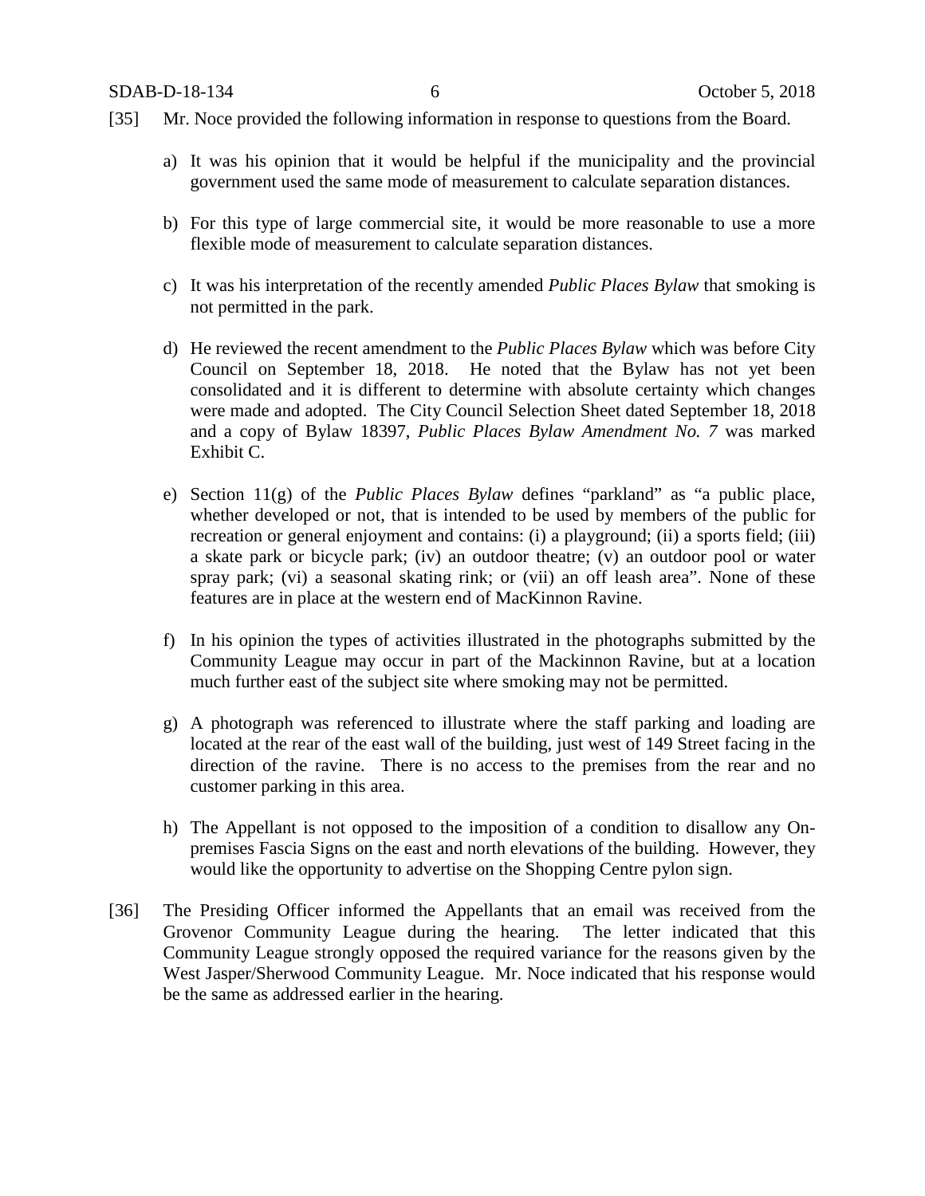[35] Mr. Noce provided the following information in response to questions from the Board.

a) It was his opinion that it would be helpful if the municipality and the provincial government used the same mode of measurement to calculate separation distances.

b) For this type of large commercial site, it would be more reasonable to use a more flexible mode of measurement to calculate separation distances.

c) It was his interpretation of the recently amended *Public Places Bylaw* that smoking is not permitted in the park.

d) He reviewed the recent amendment to the *Public Places Bylaw* which was before City Council on September 18, 2018. He noted that the Bylaw has not yet been consolidated and it is different to determine with absolute certainty which changes were made and adopted. The City Council Selection Sheet dated September 18, 2018 and a copy of Bylaw 18397, *Public Places Bylaw Amendment No. 7* was marked Exhibit C.

e) Section 11(g) of the *Public Places Bylaw* defines "parkland" as "a public place, whether developed or not, that is intended to be used by members of the public for recreation or general enjoyment and contains: (i) a playground; (ii) a sports field; (iii) a skate park or bicycle park; (iv) an outdoor theatre; (v) an outdoor pool or water spray park; (vi) a seasonal skating rink; or (vii) an off leash area". None of these features are in place at the western end of MacKinnon Ravine.

f) In his opinion the types of activities illustrated in the photographs submitted by the Community League may occur in part of the Mackinnon Ravine, but at a location much further east of the subject site where smoking may not be permitted.

g) A photograph was referenced to illustrate where the staff parking and loading are located at the rear of the east wall of the building, just west of 149 Street facing in the direction of the ravine. There is no access to the premises from the rear and no customer parking in this area.

h) The Appellant is not opposed to the imposition of a condition to disallow any On-premises Fascia Signs on the east and north elevations of the building. However, they would like the opportunity to advertise on the Shopping Centre pylon sign.

[36] The Presiding Officer informed the Appellants that an email was received from the Grovenor Community League during the hearing. The letter indicated that this Community League strongly opposed the required variance for the reasons given by the West Jasper/Sherwood Community League. Mr. Noce indicated that his response would be the same as addressed earlier in the hearing.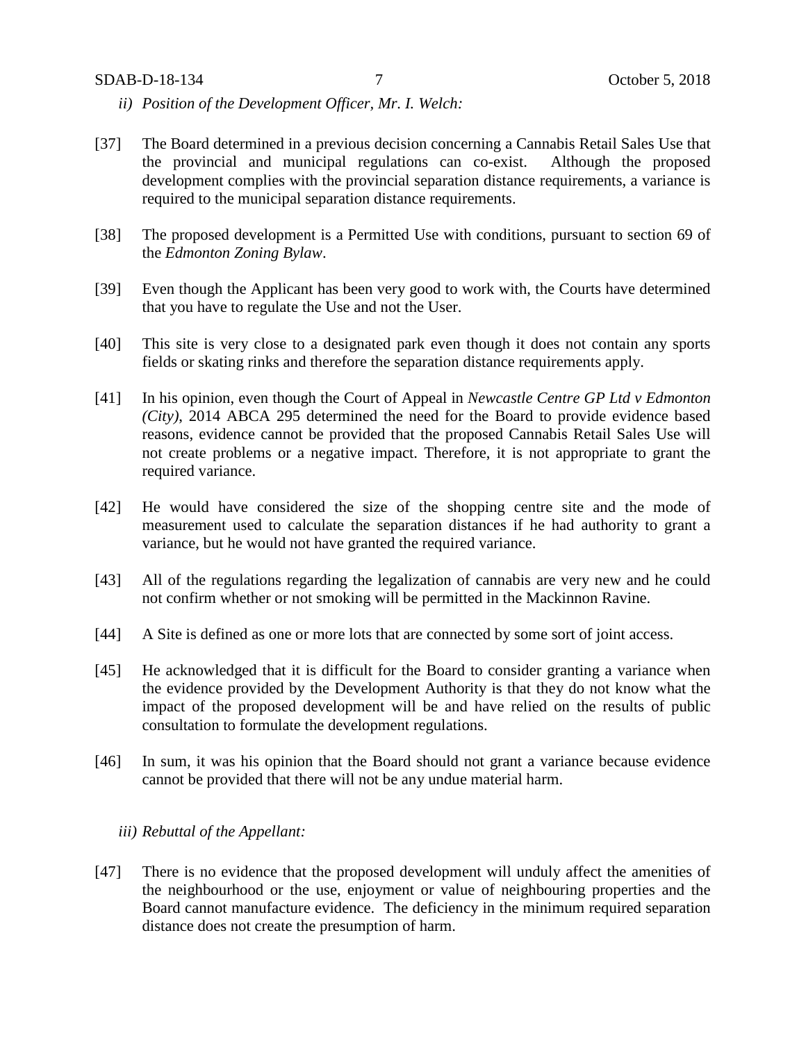*ii) Position of the Development Officer, Mr. I. Welch:*

[37] The Board determined in a previous decision concerning a Cannabis Retail Sales Use that the provincial and municipal regulations can co-exist. Although the proposed development complies with the provincial separation distance requirements, a variance is required to the municipal separation distance requirements.

[38] The proposed development is a Permitted Use with conditions, pursuant to section 69 of the *Edmonton Zoning Bylaw*.

[39] Even though the Applicant has been very good to work with, the Courts have determined that you have to regulate the Use and not the User.

[40] This site is very close to a designated park even though it does not contain any sports fields or skating rinks and therefore the separation distance requirements apply.

[41] In his opinion, even though the Court of Appeal in *Newcastle Centre GP Ltd v Edmonton (City)*, 2014 ABCA 295 determined the need for the Board to provide evidence based reasons, evidence cannot be provided that the proposed Cannabis Retail Sales Use will not create problems or a negative impact. Therefore, it is not appropriate to grant the required variance.

[42] He would have considered the size of the shopping centre site and the mode of measurement used to calculate the separation distances if he had authority to grant a variance, but he would not have granted the required variance.

[43] All of the regulations regarding the legalization of cannabis are very new and he could not confirm whether or not smoking will be permitted in the Mackinnon Ravine.

[44] A Site is defined as one or more lots that are connected by some sort of joint access.

[45] He acknowledged that it is difficult for the Board to consider granting a variance when the evidence provided by the Development Authority is that they do not know what the impact of the proposed development will be and have relied on the results of public consultation to formulate the development regulations.

[46] In sum, it was his opinion that the Board should not grant a variance because evidence cannot be provided that there will not be any undue material harm.

*iii) Rebuttal of the Appellant:*

[47] There is no evidence that the proposed development will unduly affect the amenities of the neighbourhood or the use, enjoyment or value of neighbouring properties and the Board cannot manufacture evidence. The deficiency in the minimum required separation distance does not create the presumption of harm.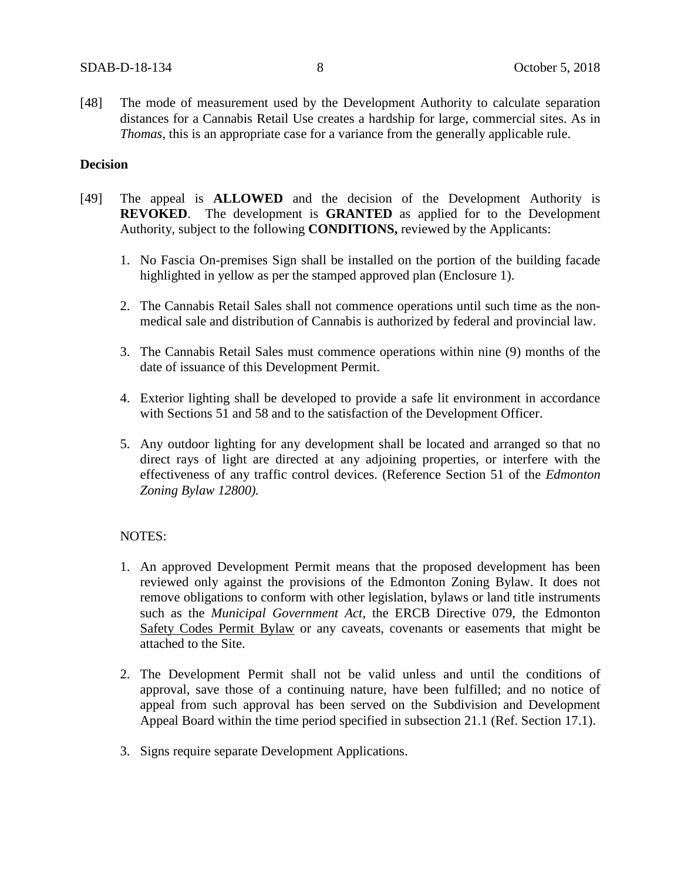[48] The mode of measurement used by the Development Authority to calculate separation distances for a Cannabis Retail Use creates a hardship for large, commercial sites. As in *Thomas*, this is an appropriate case for a variance from the generally applicable rule.

**Decision**

[49] The appeal is **ALLOWED** and the decision of the Development Authority is **REVOKED**. The development is **GRANTED** as applied for to the Development Authority, subject to the following **CONDITIONS,** reviewed by the Applicants:

1. No Fascia On-premises Sign shall be installed on the portion of the building facade highlighted in yellow as per the stamped approved plan (Enclosure 1).

2. The Cannabis Retail Sales shall not commence operations until such time as the non-medical sale and distribution of Cannabis is authorized by federal and provincial law.

3. The Cannabis Retail Sales must commence operations within nine (9) months of the date of issuance of this Development Permit.

4. Exterior lighting shall be developed to provide a safe lit environment in accordance with Sections 51 and 58 and to the satisfaction of the Development Officer.

5. Any outdoor lighting for any development shall be located and arranged so that no direct rays of light are directed at any adjoining properties, or interfere with the effectiveness of any traffic control devices. (Reference Section 51 of the *Edmonton Zoning Bylaw 12800).*

NOTES:

1. An approved Development Permit means that the proposed development has been reviewed only against the provisions of the Edmonton Zoning Bylaw. It does not remove obligations to conform with other legislation, bylaws or land title instruments such as the *Municipal Government Act*, the ERCB Directive 079, the Edmonton Safety Codes Permit Bylaw or any caveats, covenants or easements that might be attached to the Site.

2. The Development Permit shall not be valid unless and until the conditions of approval, save those of a continuing nature, have been fulfilled; and no notice of appeal from such approval has been served on the Subdivision and Development Appeal Board within the time period specified in subsection 21.1 (Ref. Section 17.1).

3. Signs require separate Development Applications.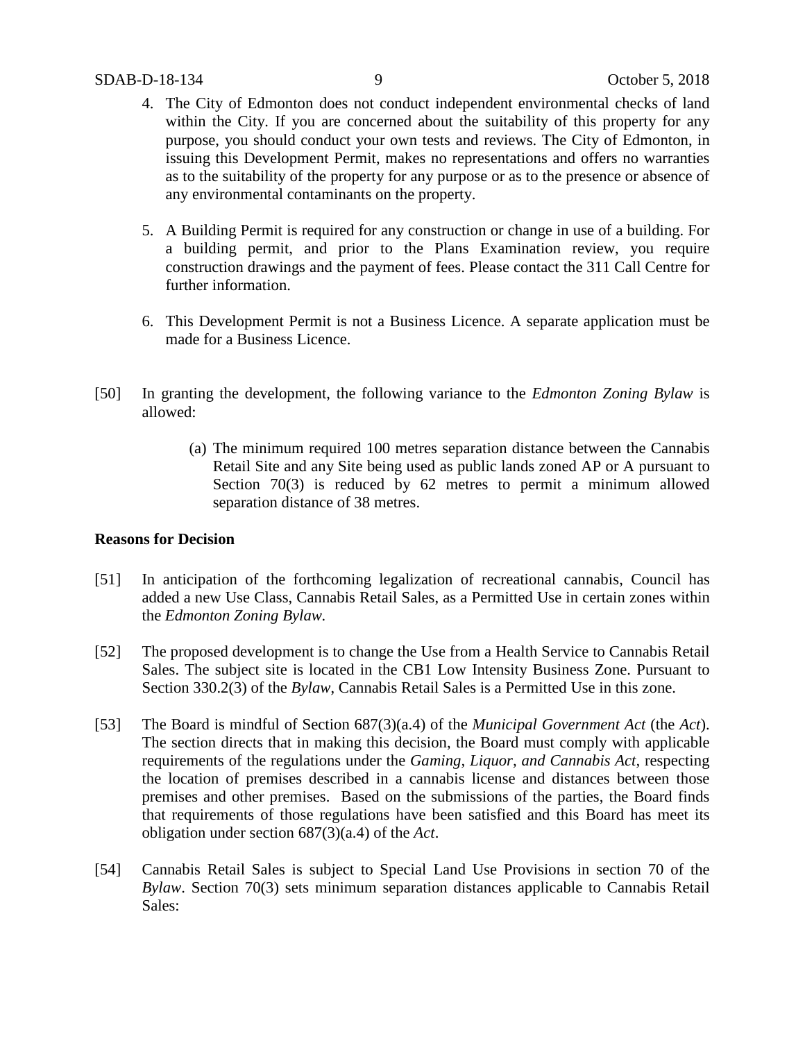4. The City of Edmonton does not conduct independent environmental checks of land within the City. If you are concerned about the suitability of this property for any purpose, you should conduct your own tests and reviews. The City of Edmonton, in issuing this Development Permit, makes no representations and offers no warranties as to the suitability of the property for any purpose or as to the presence or absence of any environmental contaminants on the property.

5. A Building Permit is required for any construction or change in use of a building. For a building permit, and prior to the Plans Examination review, you require construction drawings and the payment of fees. Please contact the 311 Call Centre for further information.

6. This Development Permit is not a Business Licence. A separate application must be made for a Business Licence.

[50] In granting the development, the following variance to the *Edmonton Zoning Bylaw* is allowed:

> (a) The minimum required 100 metres separation distance between the Cannabis Retail Site and any Site being used as public lands zoned AP or A pursuant to Section 70(3) is reduced by 62 metres to permit a minimum allowed separation distance of 38 metres.

**Reasons for Decision**

[51] In anticipation of the forthcoming legalization of recreational cannabis, Council has added a new Use Class, Cannabis Retail Sales, as a Permitted Use in certain zones within the *Edmonton Zoning Bylaw.*

[52] The proposed development is to change the Use from a Health Service to Cannabis Retail Sales. The subject site is located in the CB1 Low Intensity Business Zone. Pursuant to Section 330.2(3) of the *Bylaw*, Cannabis Retail Sales is a Permitted Use in this zone.

[53] The Board is mindful of Section 687(3)(a.4) of the *Municipal Government Act* (the *Act*). The section directs that in making this decision, the Board must comply with applicable requirements of the regulations under the *Gaming, Liquor, and Cannabis Act,* respecting the location of premises described in a cannabis license and distances between those premises and other premises. Based on the submissions of the parties, the Board finds that requirements of those regulations have been satisfied and this Board has meet its obligation under section 687(3)(a.4) of the *Act*.

[54] Cannabis Retail Sales is subject to Special Land Use Provisions in section 70 of the *Bylaw*. Section 70(3) sets minimum separation distances applicable to Cannabis Retail Sales: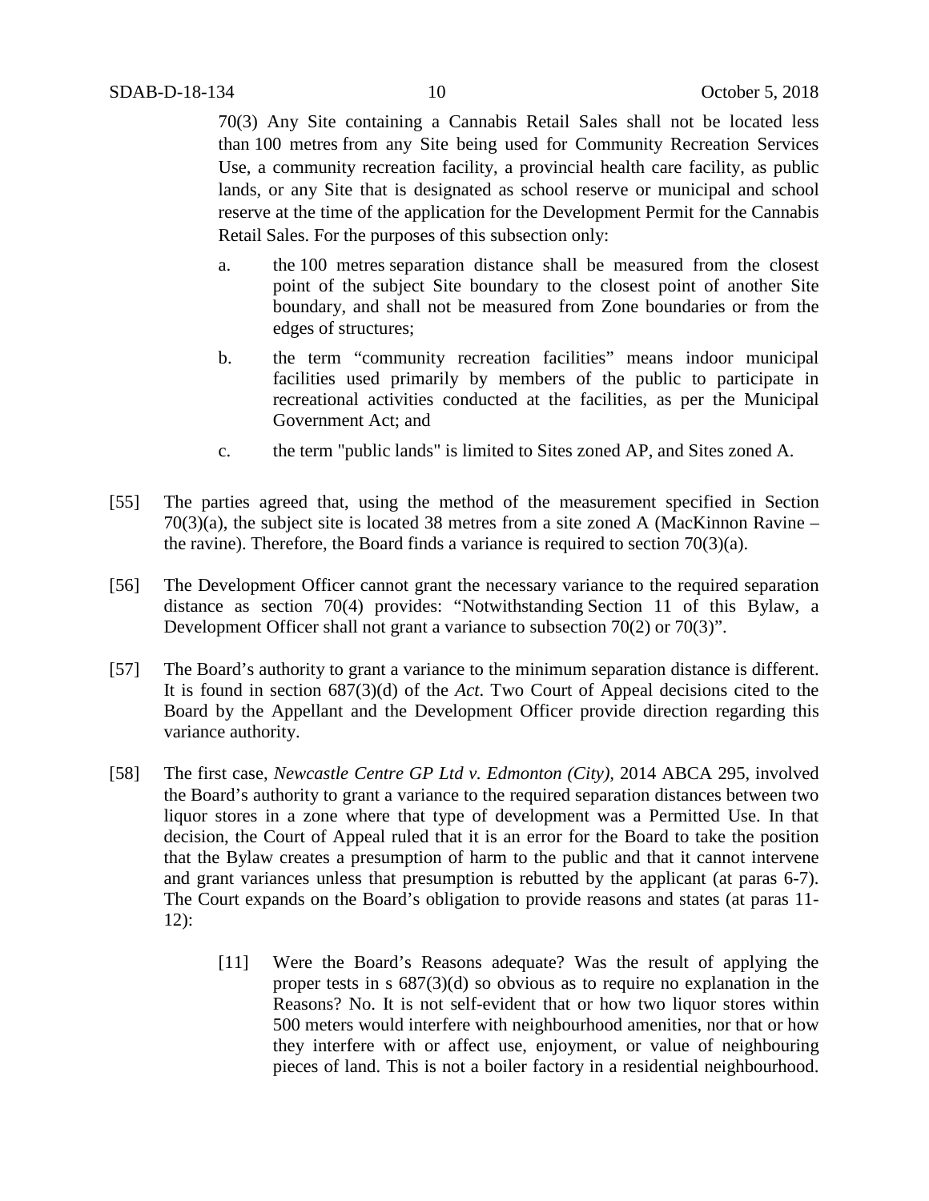70(3) Any Site containing a Cannabis Retail Sales shall not be located less than 100 metres from any Site being used for Community Recreation Services Use, a community recreation facility, a provincial health care facility, as public lands, or any Site that is designated as school reserve or municipal and school reserve at the time of the application for the Development Permit for the Cannabis Retail Sales. For the purposes of this subsection only:

a. the 100 metres separation distance shall be measured from the closest point of the subject Site boundary to the closest point of another Site boundary, and shall not be measured from Zone boundaries or from the edges of structures;

b. the term "community recreation facilities" means indoor municipal facilities used primarily by members of the public to participate in recreational activities conducted at the facilities, as per the Municipal Government Act; and

c. the term "public lands" is limited to Sites zoned AP, and Sites zoned A.

[55] The parties agreed that, using the method of the measurement specified in Section 70(3)(a), the subject site is located 38 metres from a site zoned A (MacKinnon Ravine – the ravine). Therefore, the Board finds a variance is required to section 70(3)(a).

[56] The Development Officer cannot grant the necessary variance to the required separation distance as section 70(4) provides: "Notwithstanding Section 11 of this Bylaw, a Development Officer shall not grant a variance to subsection 70(2) or 70(3)".

[57] The Board's authority to grant a variance to the minimum separation distance is different. It is found in section 687(3)(d) of the *Act*. Two Court of Appeal decisions cited to the Board by the Appellant and the Development Officer provide direction regarding this variance authority.

[58] The first case, *Newcastle Centre GP Ltd v. Edmonton (City)*, 2014 ABCA 295, involved the Board's authority to grant a variance to the required separation distances between two liquor stores in a zone where that type of development was a Permitted Use. In that decision, the Court of Appeal ruled that it is an error for the Board to take the position that the Bylaw creates a presumption of harm to the public and that it cannot intervene and grant variances unless that presumption is rebutted by the applicant (at paras 6-7). The Court expands on the Board's obligation to provide reasons and states (at paras 11-12):

> [11] Were the Board's Reasons adequate? Was the result of applying the proper tests in s 687(3)(d) so obvious as to require no explanation in the Reasons? No. It is not self-evident that or how two liquor stores within 500 meters would interfere with neighbourhood amenities, nor that or how they interfere with or affect use, enjoyment, or value of neighbouring pieces of land. This is not a boiler factory in a residential neighbourhood.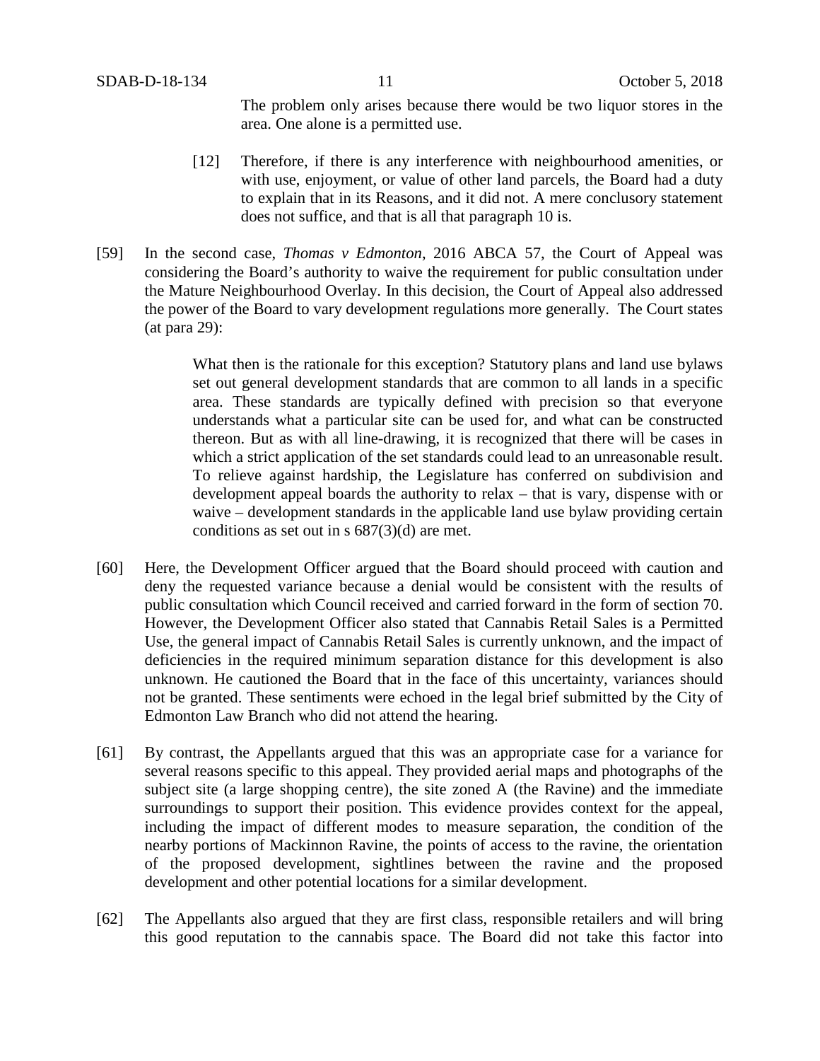> The problem only arises because there would be two liquor stores in the area. One alone is a permitted use.
>
> [12] Therefore, if there is any interference with neighbourhood amenities, or with use, enjoyment, or value of other land parcels, the Board had a duty to explain that in its Reasons, and it did not. A mere conclusory statement does not suffice, and that is all that paragraph 10 is.

[59] In the second case, *Thomas v Edmonton*, 2016 ABCA 57, the Court of Appeal was considering the Board's authority to waive the requirement for public consultation under the Mature Neighbourhood Overlay. In this decision, the Court of Appeal also addressed the power of the Board to vary development regulations more generally. The Court states (at para 29):

> What then is the rationale for this exception? Statutory plans and land use bylaws set out general development standards that are common to all lands in a specific area. These standards are typically defined with precision so that everyone understands what a particular site can be used for, and what can be constructed thereon. But as with all line-drawing, it is recognized that there will be cases in which a strict application of the set standards could lead to an unreasonable result. To relieve against hardship, the Legislature has conferred on subdivision and development appeal boards the authority to relax – that is vary, dispense with or waive – development standards in the applicable land use bylaw providing certain conditions as set out in s 687(3)(d) are met.

[60] Here, the Development Officer argued that the Board should proceed with caution and deny the requested variance because a denial would be consistent with the results of public consultation which Council received and carried forward in the form of section 70. However, the Development Officer also stated that Cannabis Retail Sales is a Permitted Use, the general impact of Cannabis Retail Sales is currently unknown, and the impact of deficiencies in the required minimum separation distance for this development is also unknown. He cautioned the Board that in the face of this uncertainty, variances should not be granted. These sentiments were echoed in the legal brief submitted by the City of Edmonton Law Branch who did not attend the hearing.

[61] By contrast, the Appellants argued that this was an appropriate case for a variance for several reasons specific to this appeal. They provided aerial maps and photographs of the subject site (a large shopping centre), the site zoned A (the Ravine) and the immediate surroundings to support their position. This evidence provides context for the appeal, including the impact of different modes to measure separation, the condition of the nearby portions of Mackinnon Ravine, the points of access to the ravine, the orientation of the proposed development, sightlines between the ravine and the proposed development and other potential locations for a similar development.

[62] The Appellants also argued that they are first class, responsible retailers and will bring this good reputation to the cannabis space. The Board did not take this factor into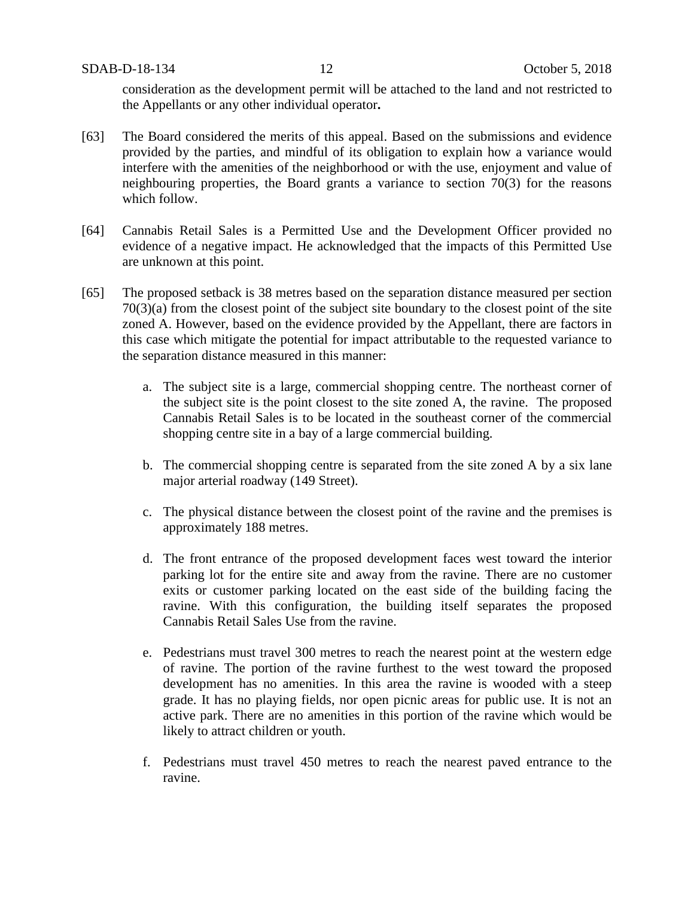consideration as the development permit will be attached to the land and not restricted to the Appellants or any other individual operator**.**

[63] The Board considered the merits of this appeal. Based on the submissions and evidence provided by the parties, and mindful of its obligation to explain how a variance would interfere with the amenities of the neighborhood or with the use, enjoyment and value of neighbouring properties, the Board grants a variance to section 70(3) for the reasons which follow.

[64] Cannabis Retail Sales is a Permitted Use and the Development Officer provided no evidence of a negative impact. He acknowledged that the impacts of this Permitted Use are unknown at this point.

[65] The proposed setback is 38 metres based on the separation distance measured per section 70(3)(a) from the closest point of the subject site boundary to the closest point of the site zoned A. However, based on the evidence provided by the Appellant, there are factors in this case which mitigate the potential for impact attributable to the requested variance to the separation distance measured in this manner:

a. The subject site is a large, commercial shopping centre. The northeast corner of the subject site is the point closest to the site zoned A, the ravine. The proposed Cannabis Retail Sales is to be located in the southeast corner of the commercial shopping centre site in a bay of a large commercial building.

b. The commercial shopping centre is separated from the site zoned A by a six lane major arterial roadway (149 Street).

c. The physical distance between the closest point of the ravine and the premises is approximately 188 metres.

d. The front entrance of the proposed development faces west toward the interior parking lot for the entire site and away from the ravine. There are no customer exits or customer parking located on the east side of the building facing the ravine. With this configuration, the building itself separates the proposed Cannabis Retail Sales Use from the ravine.

e. Pedestrians must travel 300 metres to reach the nearest point at the western edge of ravine. The portion of the ravine furthest to the west toward the proposed development has no amenities. In this area the ravine is wooded with a steep grade. It has no playing fields, nor open picnic areas for public use. It is not an active park. There are no amenities in this portion of the ravine which would be likely to attract children or youth.

f. Pedestrians must travel 450 metres to reach the nearest paved entrance to the ravine.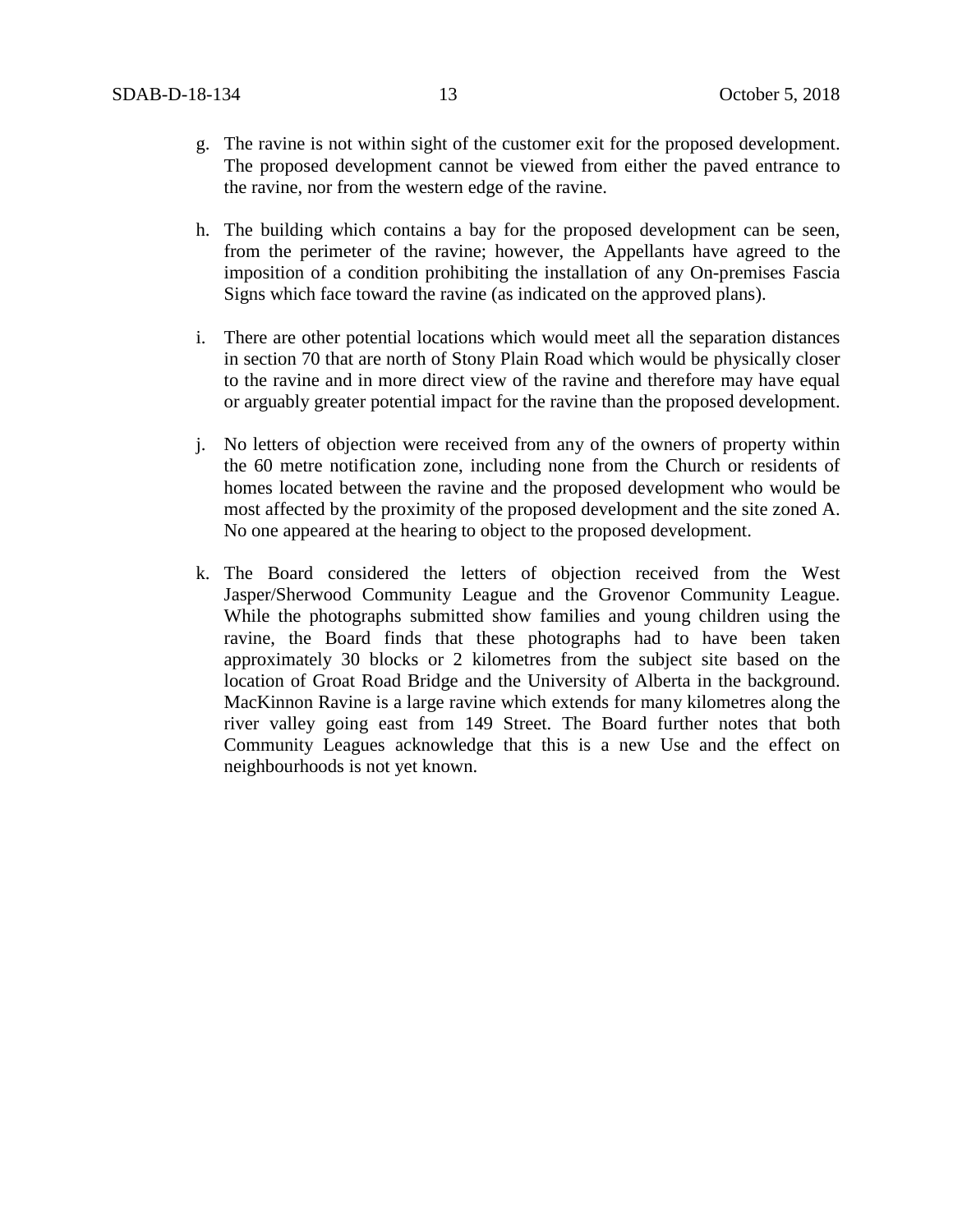g. The ravine is not within sight of the customer exit for the proposed development. The proposed development cannot be viewed from either the paved entrance to the ravine, nor from the western edge of the ravine.

h. The building which contains a bay for the proposed development can be seen, from the perimeter of the ravine; however, the Appellants have agreed to the imposition of a condition prohibiting the installation of any On-premises Fascia Signs which face toward the ravine (as indicated on the approved plans).

i. There are other potential locations which would meet all the separation distances in section 70 that are north of Stony Plain Road which would be physically closer to the ravine and in more direct view of the ravine and therefore may have equal or arguably greater potential impact for the ravine than the proposed development.

j. No letters of objection were received from any of the owners of property within the 60 metre notification zone, including none from the Church or residents of homes located between the ravine and the proposed development who would be most affected by the proximity of the proposed development and the site zoned A. No one appeared at the hearing to object to the proposed development.

k. The Board considered the letters of objection received from the West Jasper/Sherwood Community League and the Grovenor Community League. While the photographs submitted show families and young children using the ravine, the Board finds that these photographs had to have been taken approximately 30 blocks or 2 kilometres from the subject site based on the location of Groat Road Bridge and the University of Alberta in the background. MacKinnon Ravine is a large ravine which extends for many kilometres along the river valley going east from 149 Street. The Board further notes that both Community Leagues acknowledge that this is a new Use and the effect on neighbourhoods is not yet known.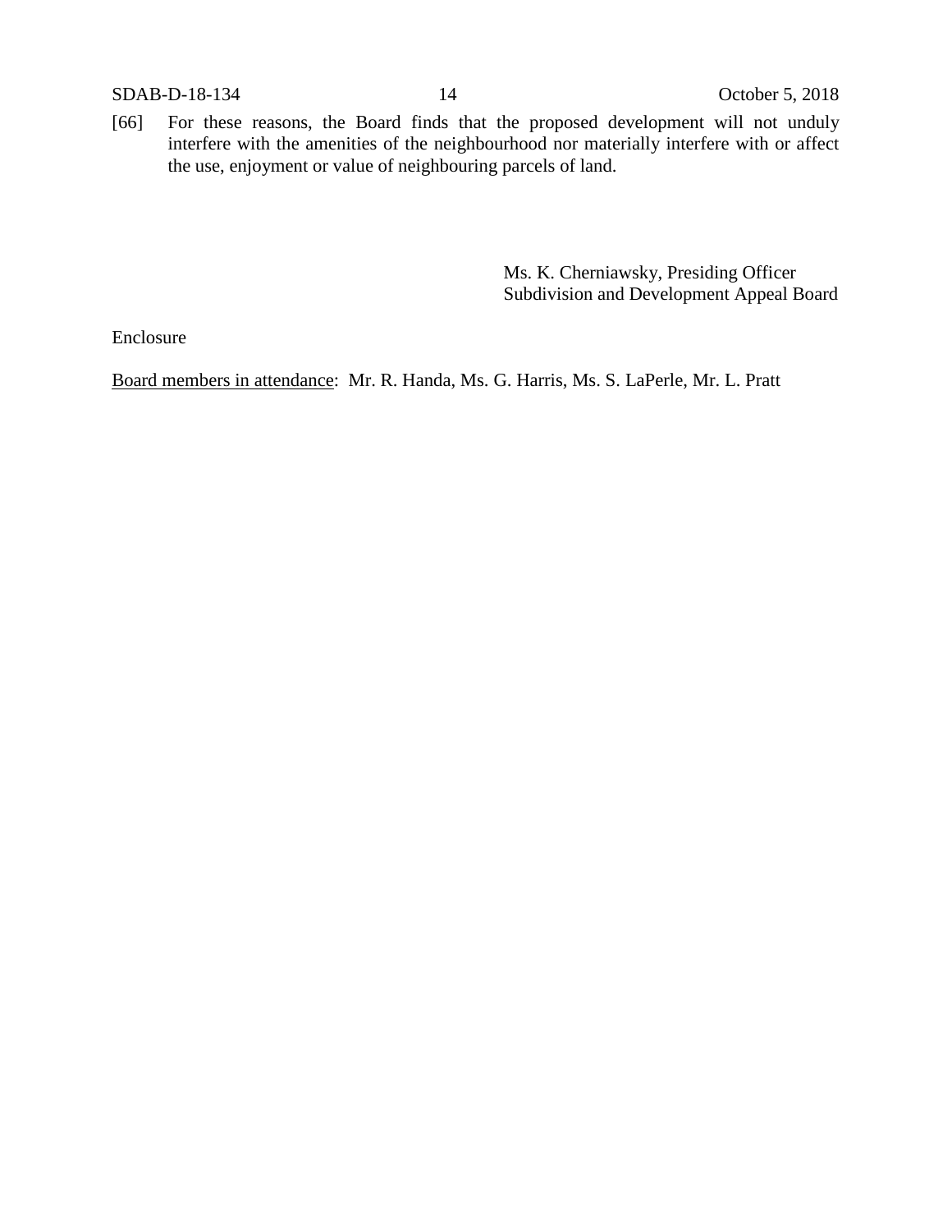[66] For these reasons, the Board finds that the proposed development will not unduly interfere with the amenities of the neighbourhood nor materially interfere with or affect the use, enjoyment or value of neighbouring parcels of land.

Ms. K. Cherniawsky, Presiding Officer
Subdivision and Development Appeal Board

Enclosure

Board members in attendance: Mr. R. Handa, Ms. G. Harris, Ms. S. LaPerle, Mr. L. Pratt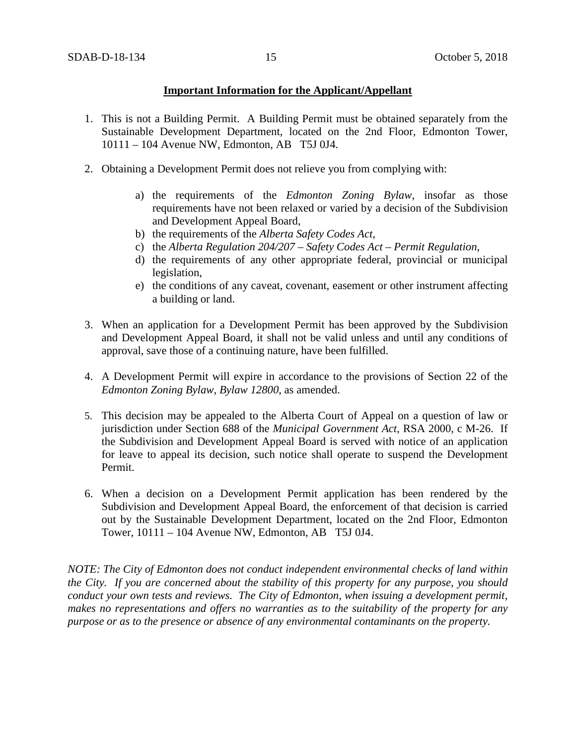**Important Information for the Applicant/Appellant**

1. This is not a Building Permit. A Building Permit must be obtained separately from the Sustainable Development Department, located on the 2nd Floor, Edmonton Tower, 10111 – 104 Avenue NW, Edmonton, AB T5J 0J4.

2. Obtaining a Development Permit does not relieve you from complying with:

    a) the requirements of the *Edmonton Zoning Bylaw*, insofar as those requirements have not been relaxed or varied by a decision of the Subdivision and Development Appeal Board,
    b) the requirements of the *Alberta Safety Codes Act*,
    c) the *Alberta Regulation 204/207 – Safety Codes Act – Permit Regulation*,
    d) the requirements of any other appropriate federal, provincial or municipal legislation,
    e) the conditions of any caveat, covenant, easement or other instrument affecting a building or land.

3. When an application for a Development Permit has been approved by the Subdivision and Development Appeal Board, it shall not be valid unless and until any conditions of approval, save those of a continuing nature, have been fulfilled.

4. A Development Permit will expire in accordance to the provisions of Section 22 of the *Edmonton Zoning Bylaw, Bylaw 12800*, as amended.

5. This decision may be appealed to the Alberta Court of Appeal on a question of law or jurisdiction under Section 688 of the *Municipal Government Act*, RSA 2000, c M-26. If the Subdivision and Development Appeal Board is served with notice of an application for leave to appeal its decision, such notice shall operate to suspend the Development Permit.

6. When a decision on a Development Permit application has been rendered by the Subdivision and Development Appeal Board, the enforcement of that decision is carried out by the Sustainable Development Department, located on the 2nd Floor, Edmonton Tower, 10111 – 104 Avenue NW, Edmonton, AB T5J 0J4.

*NOTE: The City of Edmonton does not conduct independent environmental checks of land within the City. If you are concerned about the stability of this property for any purpose, you should conduct your own tests and reviews. The City of Edmonton, when issuing a development permit, makes no representations and offers no warranties as to the suitability of the property for any purpose or as to the presence or absence of any environmental contaminants on the property.*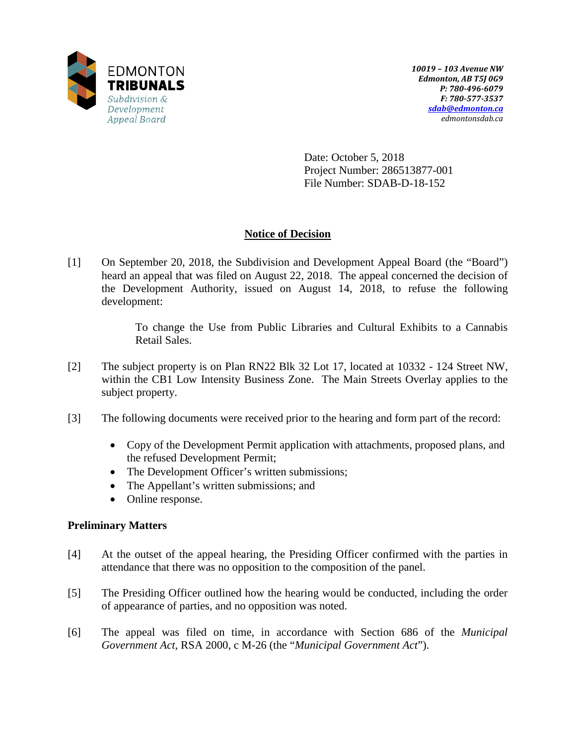EDMONTON
**TRIBUNALS**
*Subdivision & Development Appeal Board*

***10019 – 103 Avenue NW***
***Edmonton, AB T5J 0G9***
***P: 780-496-6079***
***F: 780-577-3537***
***sdab@edmonton.ca***
*edmontonsdab.ca*

Date: October 5, 2018
Project Number: 286513877-001
File Number: SDAB-D-18-152

## Notice of Decision

[1] On September 20, 2018, the Subdivision and Development Appeal Board (the "Board") heard an appeal that was filed on August 22, 2018. The appeal concerned the decision of the Development Authority, issued on August 14, 2018, to refuse the following development:

> To change the Use from Public Libraries and Cultural Exhibits to a Cannabis Retail Sales.

[2] The subject property is on Plan RN22 Blk 32 Lot 17, located at 10332 - 124 Street NW, within the CB1 Low Intensity Business Zone. The Main Streets Overlay applies to the subject property.

[3] The following documents were received prior to the hearing and form part of the record:

- Copy of the Development Permit application with attachments, proposed plans, and the refused Development Permit;
- The Development Officer's written submissions;
- The Appellant's written submissions; and
- Online response.

### Preliminary Matters

[4] At the outset of the appeal hearing, the Presiding Officer confirmed with the parties in attendance that there was no opposition to the composition of the panel.

[5] The Presiding Officer outlined how the hearing would be conducted, including the order of appearance of parties, and no opposition was noted.

[6] The appeal was filed on time, in accordance with Section 686 of the *Municipal Government Act*, RSA 2000, c M-26 (the "*Municipal Government Act*").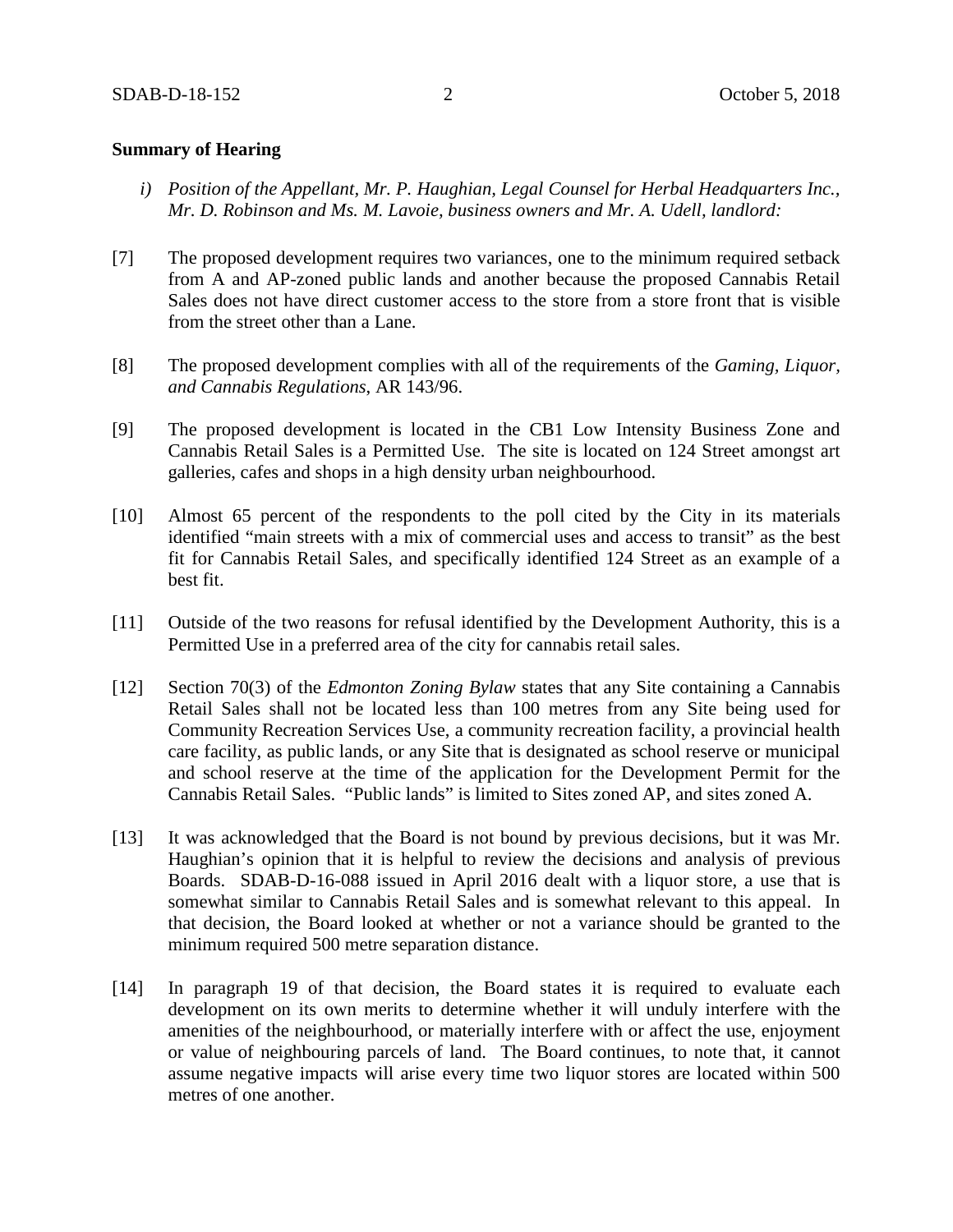**Summary of Hearing**

*i) Position of the Appellant, Mr. P. Haughian, Legal Counsel for Herbal Headquarters Inc., Mr. D. Robinson and Ms. M. Lavoie, business owners and Mr. A. Udell, landlord:*

[7] The proposed development requires two variances, one to the minimum required setback from A and AP-zoned public lands and another because the proposed Cannabis Retail Sales does not have direct customer access to the store from a store front that is visible from the street other than a Lane.

[8] The proposed development complies with all of the requirements of the *Gaming, Liquor, and Cannabis Regulations*, AR 143/96.

[9] The proposed development is located in the CB1 Low Intensity Business Zone and Cannabis Retail Sales is a Permitted Use. The site is located on 124 Street amongst art galleries, cafes and shops in a high density urban neighbourhood.

[10] Almost 65 percent of the respondents to the poll cited by the City in its materials identified "main streets with a mix of commercial uses and access to transit" as the best fit for Cannabis Retail Sales, and specifically identified 124 Street as an example of a best fit.

[11] Outside of the two reasons for refusal identified by the Development Authority, this is a Permitted Use in a preferred area of the city for cannabis retail sales.

[12] Section 70(3) of the *Edmonton Zoning Bylaw* states that any Site containing a Cannabis Retail Sales shall not be located less than 100 metres from any Site being used for Community Recreation Services Use, a community recreation facility, a provincial health care facility, as public lands, or any Site that is designated as school reserve or municipal and school reserve at the time of the application for the Development Permit for the Cannabis Retail Sales. "Public lands" is limited to Sites zoned AP, and sites zoned A.

[13] It was acknowledged that the Board is not bound by previous decisions, but it was Mr. Haughian's opinion that it is helpful to review the decisions and analysis of previous Boards. SDAB-D-16-088 issued in April 2016 dealt with a liquor store, a use that is somewhat similar to Cannabis Retail Sales and is somewhat relevant to this appeal. In that decision, the Board looked at whether or not a variance should be granted to the minimum required 500 metre separation distance.

[14] In paragraph 19 of that decision, the Board states it is required to evaluate each development on its own merits to determine whether it will unduly interfere with the amenities of the neighbourhood, or materially interfere with or affect the use, enjoyment or value of neighbouring parcels of land. The Board continues, to note that, it cannot assume negative impacts will arise every time two liquor stores are located within 500 metres of one another.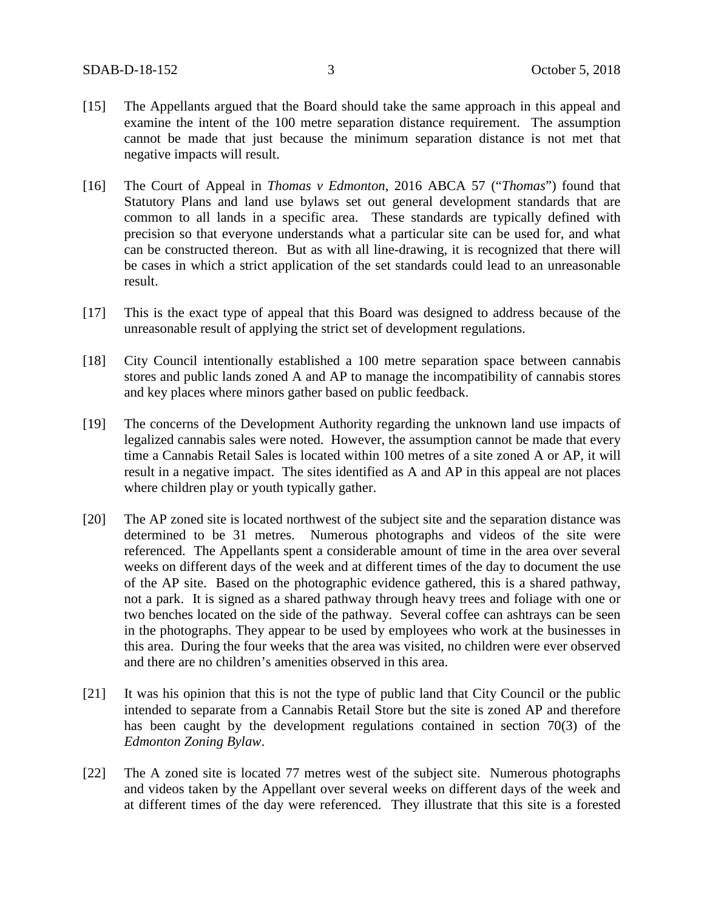[15] The Appellants argued that the Board should take the same approach in this appeal and examine the intent of the 100 metre separation distance requirement. The assumption cannot be made that just because the minimum separation distance is not met that negative impacts will result.

[16] The Court of Appeal in *Thomas v Edmonton*, 2016 ABCA 57 ("*Thomas*") found that Statutory Plans and land use bylaws set out general development standards that are common to all lands in a specific area. These standards are typically defined with precision so that everyone understands what a particular site can be used for, and what can be constructed thereon. But as with all line-drawing, it is recognized that there will be cases in which a strict application of the set standards could lead to an unreasonable result.

[17] This is the exact type of appeal that this Board was designed to address because of the unreasonable result of applying the strict set of development regulations.

[18] City Council intentionally established a 100 metre separation space between cannabis stores and public lands zoned A and AP to manage the incompatibility of cannabis stores and key places where minors gather based on public feedback.

[19] The concerns of the Development Authority regarding the unknown land use impacts of legalized cannabis sales were noted. However, the assumption cannot be made that every time a Cannabis Retail Sales is located within 100 metres of a site zoned A or AP, it will result in a negative impact. The sites identified as A and AP in this appeal are not places where children play or youth typically gather.

[20] The AP zoned site is located northwest of the subject site and the separation distance was determined to be 31 metres. Numerous photographs and videos of the site were referenced. The Appellants spent a considerable amount of time in the area over several weeks on different days of the week and at different times of the day to document the use of the AP site. Based on the photographic evidence gathered, this is a shared pathway, not a park. It is signed as a shared pathway through heavy trees and foliage with one or two benches located on the side of the pathway. Several coffee can ashtrays can be seen in the photographs. They appear to be used by employees who work at the businesses in this area. During the four weeks that the area was visited, no children were ever observed and there are no children's amenities observed in this area.

[21] It was his opinion that this is not the type of public land that City Council or the public intended to separate from a Cannabis Retail Store but the site is zoned AP and therefore has been caught by the development regulations contained in section 70(3) of the *Edmonton Zoning Bylaw*.

[22] The A zoned site is located 77 metres west of the subject site. Numerous photographs and videos taken by the Appellant over several weeks on different days of the week and at different times of the day were referenced. They illustrate that this site is a forested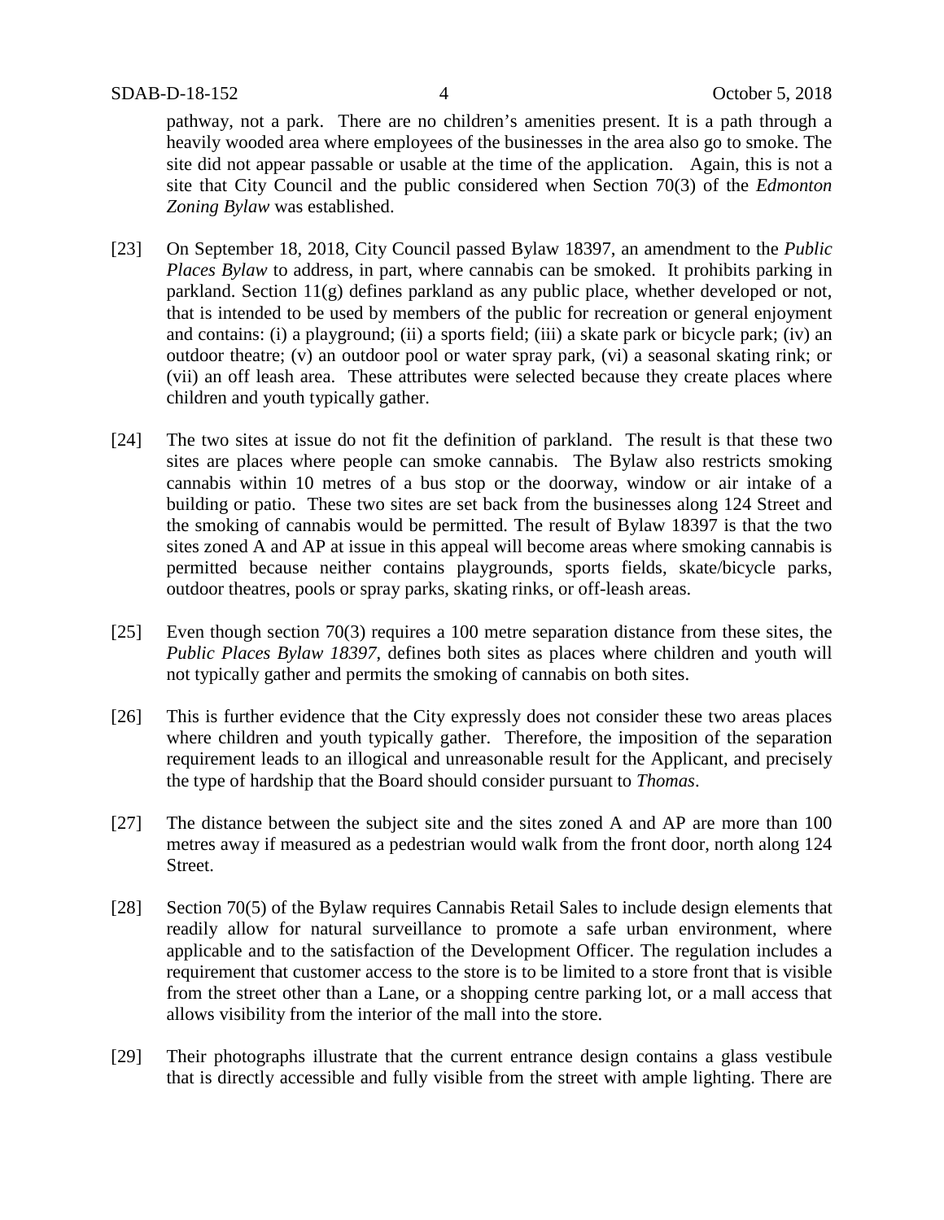pathway, not a park. There are no children's amenities present. It is a path through a heavily wooded area where employees of the businesses in the area also go to smoke. The site did not appear passable or usable at the time of the application. Again, this is not a site that City Council and the public considered when Section 70(3) of the *Edmonton Zoning Bylaw* was established.

[23] On September 18, 2018, City Council passed Bylaw 18397, an amendment to the *Public Places Bylaw* to address, in part, where cannabis can be smoked. It prohibits parking in parkland. Section 11(g) defines parkland as any public place, whether developed or not, that is intended to be used by members of the public for recreation or general enjoyment and contains: (i) a playground; (ii) a sports field; (iii) a skate park or bicycle park; (iv) an outdoor theatre; (v) an outdoor pool or water spray park, (vi) a seasonal skating rink; or (vii) an off leash area. These attributes were selected because they create places where children and youth typically gather.

[24] The two sites at issue do not fit the definition of parkland. The result is that these two sites are places where people can smoke cannabis. The Bylaw also restricts smoking cannabis within 10 metres of a bus stop or the doorway, window or air intake of a building or patio. These two sites are set back from the businesses along 124 Street and the smoking of cannabis would be permitted. The result of Bylaw 18397 is that the two sites zoned A and AP at issue in this appeal will become areas where smoking cannabis is permitted because neither contains playgrounds, sports fields, skate/bicycle parks, outdoor theatres, pools or spray parks, skating rinks, or off-leash areas.

[25] Even though section 70(3) requires a 100 metre separation distance from these sites, the *Public Places Bylaw 18397*, defines both sites as places where children and youth will not typically gather and permits the smoking of cannabis on both sites.

[26] This is further evidence that the City expressly does not consider these two areas places where children and youth typically gather. Therefore, the imposition of the separation requirement leads to an illogical and unreasonable result for the Applicant, and precisely the type of hardship that the Board should consider pursuant to *Thomas*.

[27] The distance between the subject site and the sites zoned A and AP are more than 100 metres away if measured as a pedestrian would walk from the front door, north along 124 Street.

[28] Section 70(5) of the Bylaw requires Cannabis Retail Sales to include design elements that readily allow for natural surveillance to promote a safe urban environment, where applicable and to the satisfaction of the Development Officer. The regulation includes a requirement that customer access to the store is to be limited to a store front that is visible from the street other than a Lane, or a shopping centre parking lot, or a mall access that allows visibility from the interior of the mall into the store.

[29] Their photographs illustrate that the current entrance design contains a glass vestibule that is directly accessible and fully visible from the street with ample lighting. There are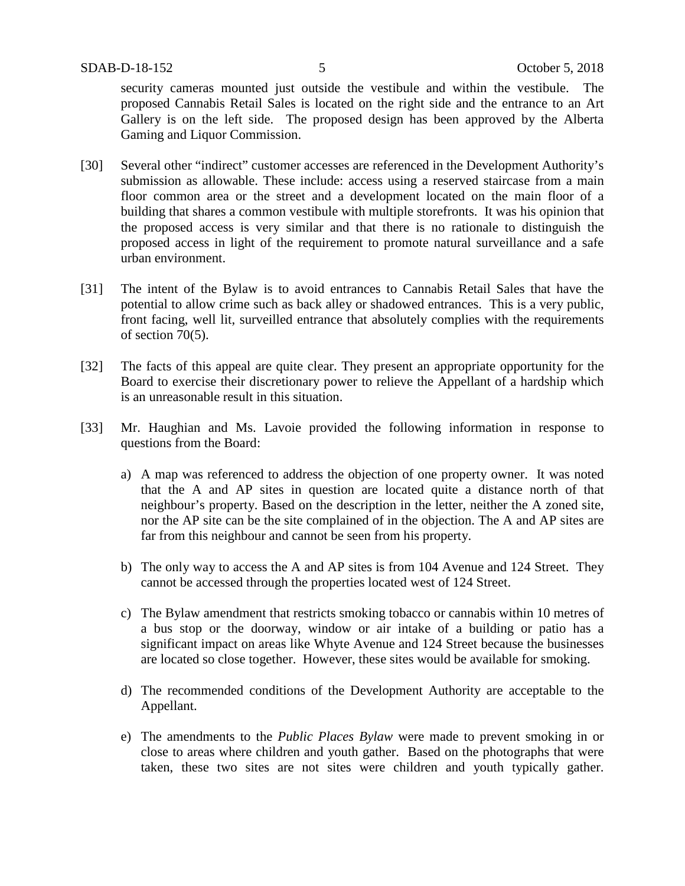security cameras mounted just outside the vestibule and within the vestibule. The proposed Cannabis Retail Sales is located on the right side and the entrance to an Art Gallery is on the left side. The proposed design has been approved by the Alberta Gaming and Liquor Commission.

[30] Several other "indirect" customer accesses are referenced in the Development Authority's submission as allowable. These include: access using a reserved staircase from a main floor common area or the street and a development located on the main floor of a building that shares a common vestibule with multiple storefronts. It was his opinion that the proposed access is very similar and that there is no rationale to distinguish the proposed access in light of the requirement to promote natural surveillance and a safe urban environment.

[31] The intent of the Bylaw is to avoid entrances to Cannabis Retail Sales that have the potential to allow crime such as back alley or shadowed entrances. This is a very public, front facing, well lit, surveilled entrance that absolutely complies with the requirements of section 70(5).

[32] The facts of this appeal are quite clear. They present an appropriate opportunity for the Board to exercise their discretionary power to relieve the Appellant of a hardship which is an unreasonable result in this situation.

[33] Mr. Haughian and Ms. Lavoie provided the following information in response to questions from the Board:

a) A map was referenced to address the objection of one property owner. It was noted that the A and AP sites in question are located quite a distance north of that neighbour's property. Based on the description in the letter, neither the A zoned site, nor the AP site can be the site complained of in the objection. The A and AP sites are far from this neighbour and cannot be seen from his property.

b) The only way to access the A and AP sites is from 104 Avenue and 124 Street. They cannot be accessed through the properties located west of 124 Street.

c) The Bylaw amendment that restricts smoking tobacco or cannabis within 10 metres of a bus stop or the doorway, window or air intake of a building or patio has a significant impact on areas like Whyte Avenue and 124 Street because the businesses are located so close together. However, these sites would be available for smoking.

d) The recommended conditions of the Development Authority are acceptable to the Appellant.

e) The amendments to the *Public Places Bylaw* were made to prevent smoking in or close to areas where children and youth gather. Based on the photographs that were taken, these two sites are not sites were children and youth typically gather.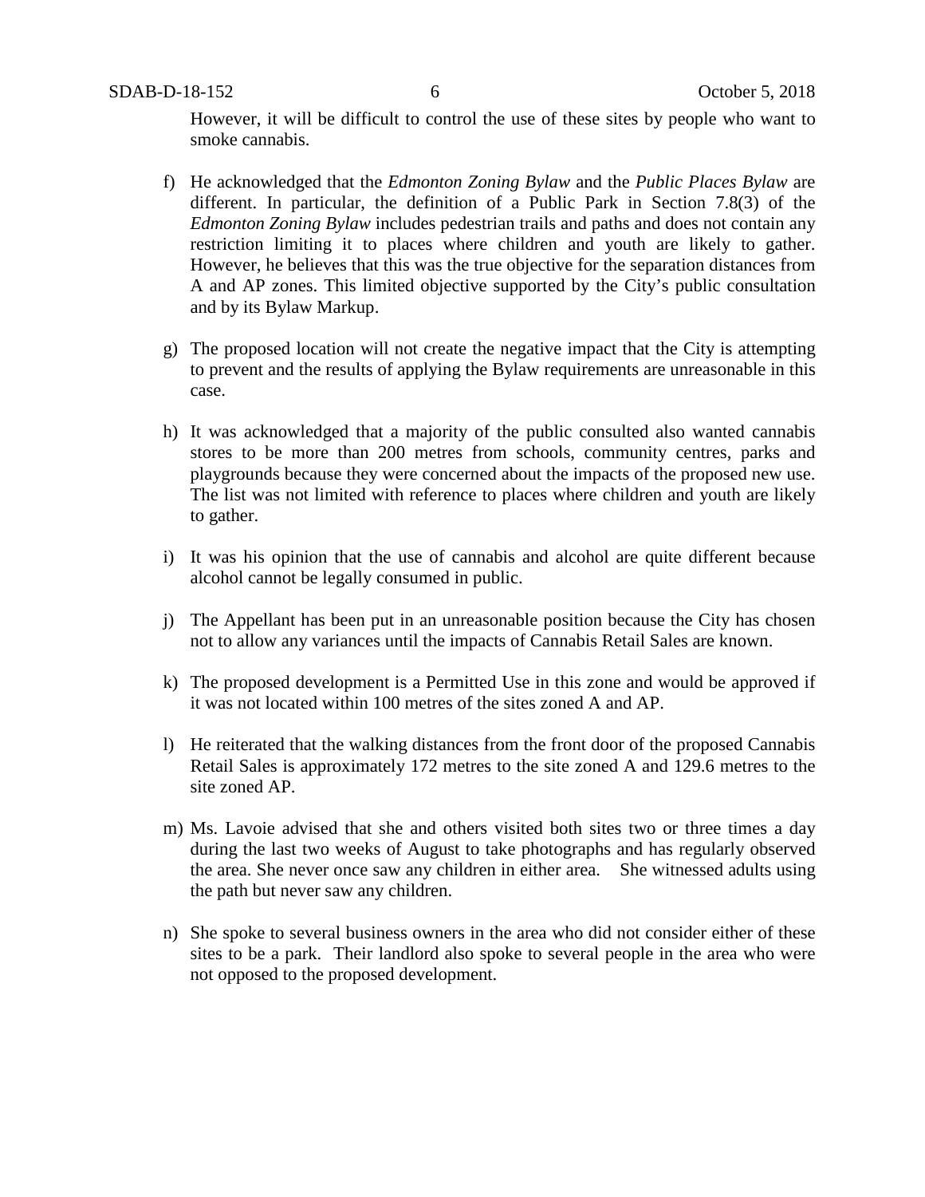However, it will be difficult to control the use of these sites by people who want to smoke cannabis.

f) He acknowledged that the *Edmonton Zoning Bylaw* and the *Public Places Bylaw* are different. In particular, the definition of a Public Park in Section 7.8(3) of the *Edmonton Zoning Bylaw* includes pedestrian trails and paths and does not contain any restriction limiting it to places where children and youth are likely to gather. However, he believes that this was the true objective for the separation distances from A and AP zones. This limited objective supported by the City's public consultation and by its Bylaw Markup.

g) The proposed location will not create the negative impact that the City is attempting to prevent and the results of applying the Bylaw requirements are unreasonable in this case.

h) It was acknowledged that a majority of the public consulted also wanted cannabis stores to be more than 200 metres from schools, community centres, parks and playgrounds because they were concerned about the impacts of the proposed new use. The list was not limited with reference to places where children and youth are likely to gather.

i) It was his opinion that the use of cannabis and alcohol are quite different because alcohol cannot be legally consumed in public.

j) The Appellant has been put in an unreasonable position because the City has chosen not to allow any variances until the impacts of Cannabis Retail Sales are known.

k) The proposed development is a Permitted Use in this zone and would be approved if it was not located within 100 metres of the sites zoned A and AP.

l) He reiterated that the walking distances from the front door of the proposed Cannabis Retail Sales is approximately 172 metres to the site zoned A and 129.6 metres to the site zoned AP.

m) Ms. Lavoie advised that she and others visited both sites two or three times a day during the last two weeks of August to take photographs and has regularly observed the area. She never once saw any children in either area. She witnessed adults using the path but never saw any children.

n) She spoke to several business owners in the area who did not consider either of these sites to be a park. Their landlord also spoke to several people in the area who were not opposed to the proposed development.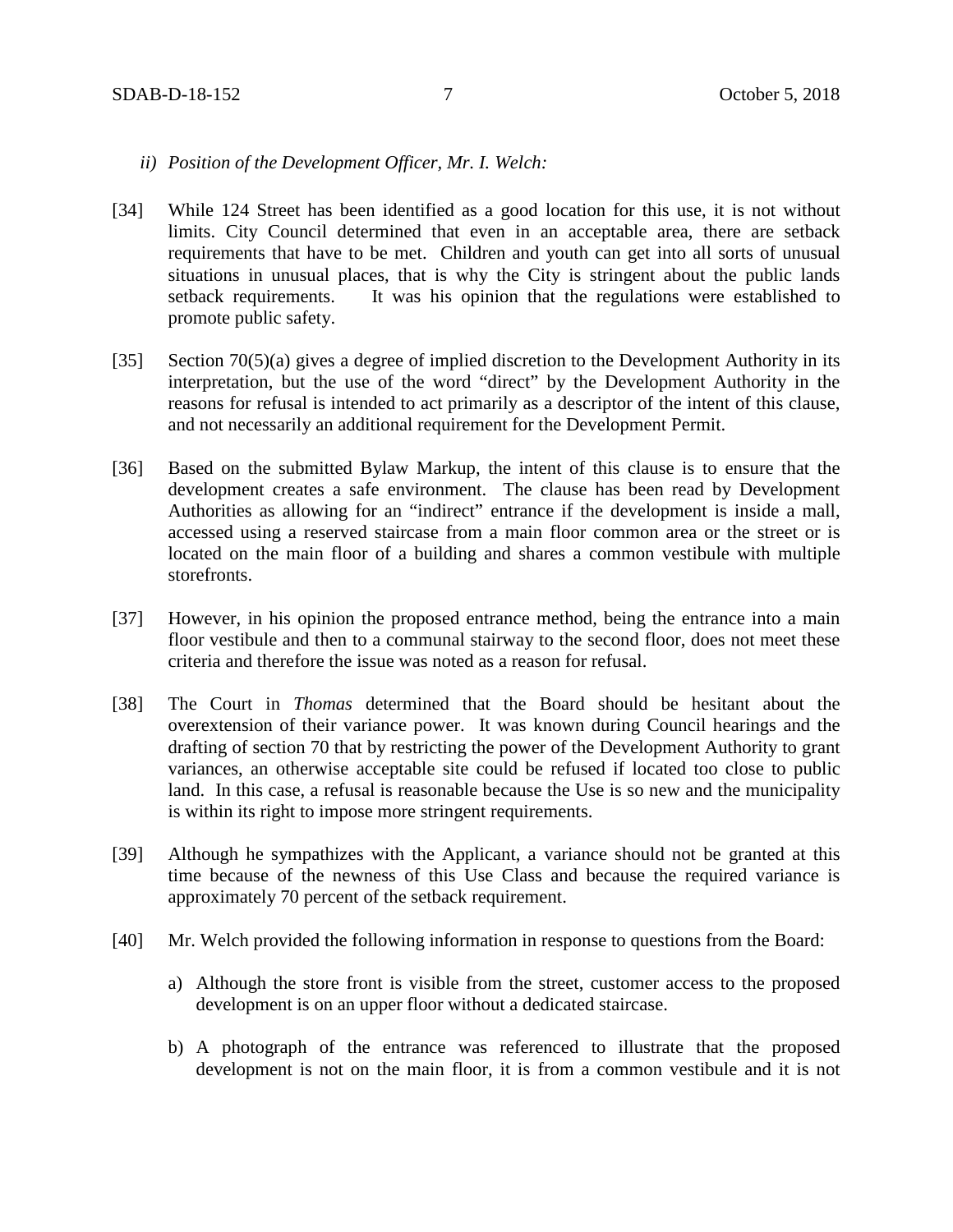*ii) Position of the Development Officer, Mr. I. Welch:*

[34] While 124 Street has been identified as a good location for this use, it is not without limits. City Council determined that even in an acceptable area, there are setback requirements that have to be met. Children and youth can get into all sorts of unusual situations in unusual places, that is why the City is stringent about the public lands setback requirements. It was his opinion that the regulations were established to promote public safety.

[35] Section 70(5)(a) gives a degree of implied discretion to the Development Authority in its interpretation, but the use of the word "direct" by the Development Authority in the reasons for refusal is intended to act primarily as a descriptor of the intent of this clause, and not necessarily an additional requirement for the Development Permit.

[36] Based on the submitted Bylaw Markup, the intent of this clause is to ensure that the development creates a safe environment. The clause has been read by Development Authorities as allowing for an "indirect" entrance if the development is inside a mall, accessed using a reserved staircase from a main floor common area or the street or is located on the main floor of a building and shares a common vestibule with multiple storefronts.

[37] However, in his opinion the proposed entrance method, being the entrance into a main floor vestibule and then to a communal stairway to the second floor, does not meet these criteria and therefore the issue was noted as a reason for refusal.

[38] The Court in *Thomas* determined that the Board should be hesitant about the overextension of their variance power. It was known during Council hearings and the drafting of section 70 that by restricting the power of the Development Authority to grant variances, an otherwise acceptable site could be refused if located too close to public land. In this case, a refusal is reasonable because the Use is so new and the municipality is within its right to impose more stringent requirements.

[39] Although he sympathizes with the Applicant, a variance should not be granted at this time because of the newness of this Use Class and because the required variance is approximately 70 percent of the setback requirement.

[40] Mr. Welch provided the following information in response to questions from the Board:

a) Although the store front is visible from the street, customer access to the proposed development is on an upper floor without a dedicated staircase.

b) A photograph of the entrance was referenced to illustrate that the proposed development is not on the main floor, it is from a common vestibule and it is not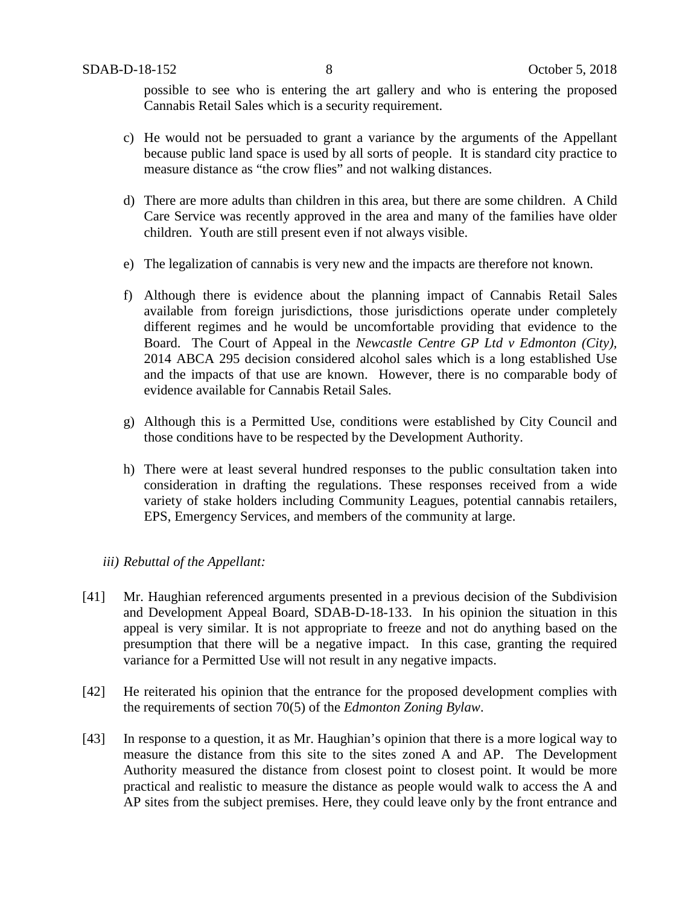possible to see who is entering the art gallery and who is entering the proposed Cannabis Retail Sales which is a security requirement.

c) He would not be persuaded to grant a variance by the arguments of the Appellant because public land space is used by all sorts of people. It is standard city practice to measure distance as "the crow flies" and not walking distances.

d) There are more adults than children in this area, but there are some children. A Child Care Service was recently approved in the area and many of the families have older children. Youth are still present even if not always visible.

e) The legalization of cannabis is very new and the impacts are therefore not known.

f) Although there is evidence about the planning impact of Cannabis Retail Sales available from foreign jurisdictions, those jurisdictions operate under completely different regimes and he would be uncomfortable providing that evidence to the Board. The Court of Appeal in the *Newcastle Centre GP Ltd v Edmonton (City),* 2014 ABCA 295 decision considered alcohol sales which is a long established Use and the impacts of that use are known. However, there is no comparable body of evidence available for Cannabis Retail Sales.

g) Although this is a Permitted Use, conditions were established by City Council and those conditions have to be respected by the Development Authority.

h) There were at least several hundred responses to the public consultation taken into consideration in drafting the regulations. These responses received from a wide variety of stake holders including Community Leagues, potential cannabis retailers, EPS, Emergency Services, and members of the community at large.

*iii) Rebuttal of the Appellant:*

[41] Mr. Haughian referenced arguments presented in a previous decision of the Subdivision and Development Appeal Board, SDAB-D-18-133. In his opinion the situation in this appeal is very similar. It is not appropriate to freeze and not do anything based on the presumption that there will be a negative impact. In this case, granting the required variance for a Permitted Use will not result in any negative impacts.

[42] He reiterated his opinion that the entrance for the proposed development complies with the requirements of section 70(5) of the *Edmonton Zoning Bylaw*.

[43] In response to a question, it as Mr. Haughian's opinion that there is a more logical way to measure the distance from this site to the sites zoned A and AP. The Development Authority measured the distance from closest point to closest point. It would be more practical and realistic to measure the distance as people would walk to access the A and AP sites from the subject premises. Here, they could leave only by the front entrance and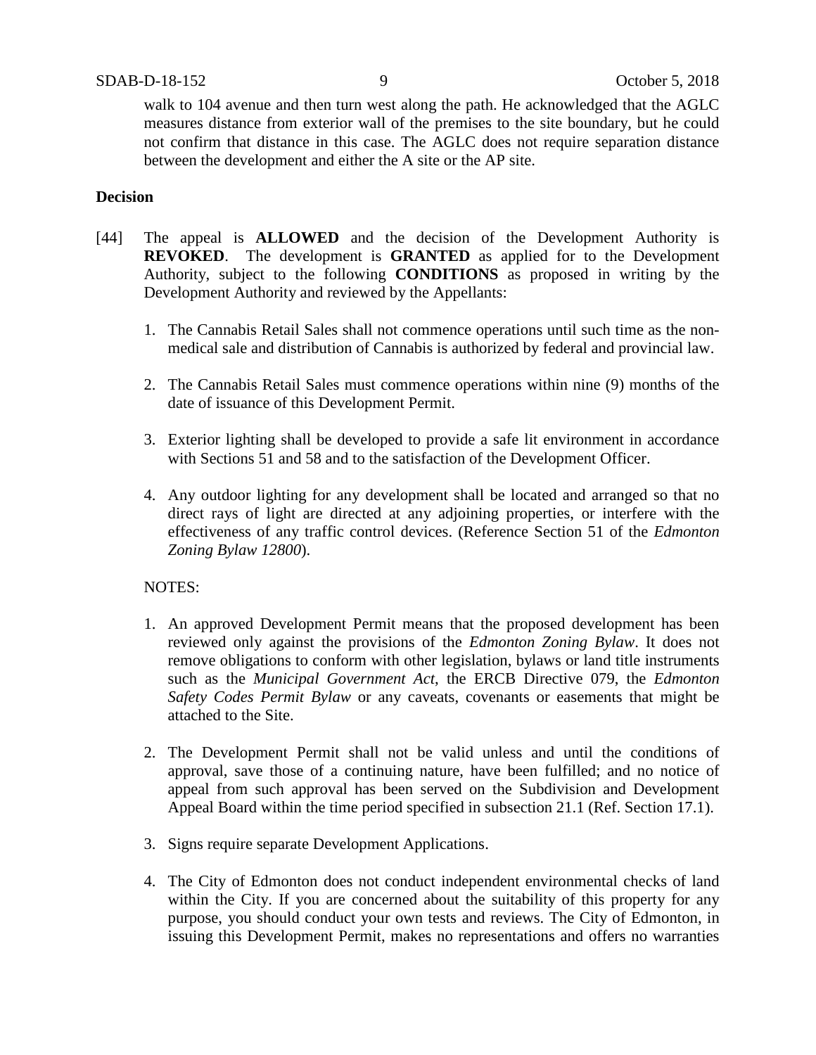walk to 104 avenue and then turn west along the path. He acknowledged that the AGLC measures distance from exterior wall of the premises to the site boundary, but he could not confirm that distance in this case. The AGLC does not require separation distance between the development and either the A site or the AP site.

**Decision**

[44] The appeal is **ALLOWED** and the decision of the Development Authority is **REVOKED**. The development is **GRANTED** as applied for to the Development Authority, subject to the following **CONDITIONS** as proposed in writing by the Development Authority and reviewed by the Appellants:

1. The Cannabis Retail Sales shall not commence operations until such time as the non-medical sale and distribution of Cannabis is authorized by federal and provincial law.

2. The Cannabis Retail Sales must commence operations within nine (9) months of the date of issuance of this Development Permit.

3. Exterior lighting shall be developed to provide a safe lit environment in accordance with Sections 51 and 58 and to the satisfaction of the Development Officer.

4. Any outdoor lighting for any development shall be located and arranged so that no direct rays of light are directed at any adjoining properties, or interfere with the effectiveness of any traffic control devices. (Reference Section 51 of the *Edmonton Zoning Bylaw 12800*).

NOTES:

1. An approved Development Permit means that the proposed development has been reviewed only against the provisions of the *Edmonton Zoning Bylaw*. It does not remove obligations to conform with other legislation, bylaws or land title instruments such as the *Municipal Government Act*, the ERCB Directive 079, the *Edmonton Safety Codes Permit Bylaw* or any caveats, covenants or easements that might be attached to the Site.

2. The Development Permit shall not be valid unless and until the conditions of approval, save those of a continuing nature, have been fulfilled; and no notice of appeal from such approval has been served on the Subdivision and Development Appeal Board within the time period specified in subsection 21.1 (Ref. Section 17.1).

3. Signs require separate Development Applications.

4. The City of Edmonton does not conduct independent environmental checks of land within the City. If you are concerned about the suitability of this property for any purpose, you should conduct your own tests and reviews. The City of Edmonton, in issuing this Development Permit, makes no representations and offers no warranties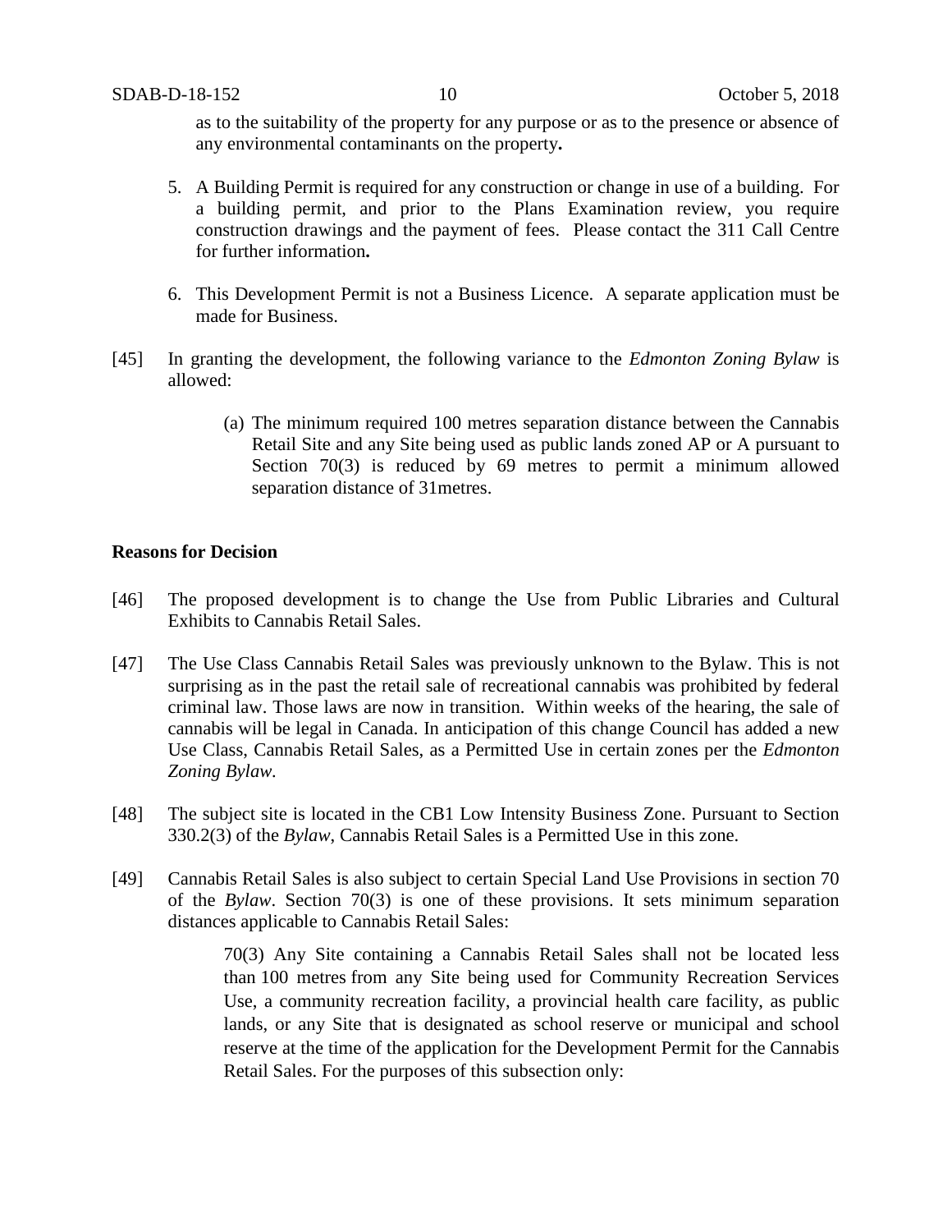as to the suitability of the property for any purpose or as to the presence or absence of any environmental contaminants on the property**.**

5. A Building Permit is required for any construction or change in use of a building. For a building permit, and prior to the Plans Examination review, you require construction drawings and the payment of fees. Please contact the 311 Call Centre for further information**.**

6. This Development Permit is not a Business Licence. A separate application must be made for Business.

[45] In granting the development, the following variance to the *Edmonton Zoning Bylaw* is allowed:

(a) The minimum required 100 metres separation distance between the Cannabis Retail Site and any Site being used as public lands zoned AP or A pursuant to Section 70(3) is reduced by 69 metres to permit a minimum allowed separation distance of 31metres.

**Reasons for Decision**

[46] The proposed development is to change the Use from Public Libraries and Cultural Exhibits to Cannabis Retail Sales.

[47] The Use Class Cannabis Retail Sales was previously unknown to the Bylaw. This is not surprising as in the past the retail sale of recreational cannabis was prohibited by federal criminal law. Those laws are now in transition. Within weeks of the hearing, the sale of cannabis will be legal in Canada. In anticipation of this change Council has added a new Use Class, Cannabis Retail Sales, as a Permitted Use in certain zones per the *Edmonton Zoning Bylaw*.

[48] The subject site is located in the CB1 Low Intensity Business Zone. Pursuant to Section 330.2(3) of the *Bylaw*, Cannabis Retail Sales is a Permitted Use in this zone.

[49] Cannabis Retail Sales is also subject to certain Special Land Use Provisions in section 70 of the *Bylaw*. Section 70(3) is one of these provisions. It sets minimum separation distances applicable to Cannabis Retail Sales:

> 70(3) Any Site containing a Cannabis Retail Sales shall not be located less than 100 metres from any Site being used for Community Recreation Services Use, a community recreation facility, a provincial health care facility, as public lands, or any Site that is designated as school reserve or municipal and school reserve at the time of the application for the Development Permit for the Cannabis Retail Sales. For the purposes of this subsection only: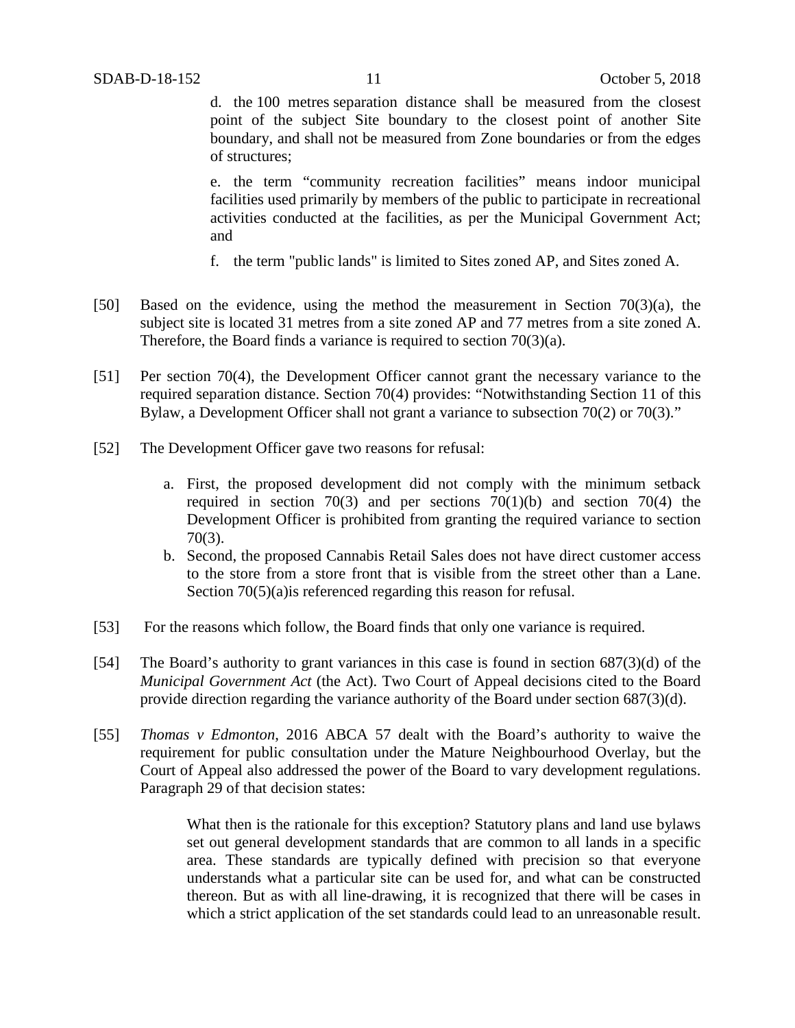d. the 100 metres separation distance shall be measured from the closest point of the subject Site boundary to the closest point of another Site boundary, and shall not be measured from Zone boundaries or from the edges of structures;

e. the term "community recreation facilities" means indoor municipal facilities used primarily by members of the public to participate in recreational activities conducted at the facilities, as per the Municipal Government Act; and

f. the term "public lands" is limited to Sites zoned AP, and Sites zoned A.

[50] Based on the evidence, using the method the measurement in Section 70(3)(a), the subject site is located 31 metres from a site zoned AP and 77 metres from a site zoned A. Therefore, the Board finds a variance is required to section 70(3)(a).

[51] Per section 70(4), the Development Officer cannot grant the necessary variance to the required separation distance. Section 70(4) provides: "Notwithstanding Section 11 of this Bylaw, a Development Officer shall not grant a variance to subsection 70(2) or 70(3)."

[52] The Development Officer gave two reasons for refusal:

a. First, the proposed development did not comply with the minimum setback required in section 70(3) and per sections 70(1)(b) and section 70(4) the Development Officer is prohibited from granting the required variance to section 70(3).

b. Second, the proposed Cannabis Retail Sales does not have direct customer access to the store from a store front that is visible from the street other than a Lane. Section 70(5)(a)is referenced regarding this reason for refusal.

[53] For the reasons which follow, the Board finds that only one variance is required.

[54] The Board's authority to grant variances in this case is found in section 687(3)(d) of the *Municipal Government Act* (the Act). Two Court of Appeal decisions cited to the Board provide direction regarding the variance authority of the Board under section 687(3)(d).

[55] *Thomas v Edmonton*, 2016 ABCA 57 dealt with the Board's authority to waive the requirement for public consultation under the Mature Neighbourhood Overlay, but the Court of Appeal also addressed the power of the Board to vary development regulations. Paragraph 29 of that decision states:

> What then is the rationale for this exception? Statutory plans and land use bylaws set out general development standards that are common to all lands in a specific area. These standards are typically defined with precision so that everyone understands what a particular site can be used for, and what can be constructed thereon. But as with all line-drawing, it is recognized that there will be cases in which a strict application of the set standards could lead to an unreasonable result.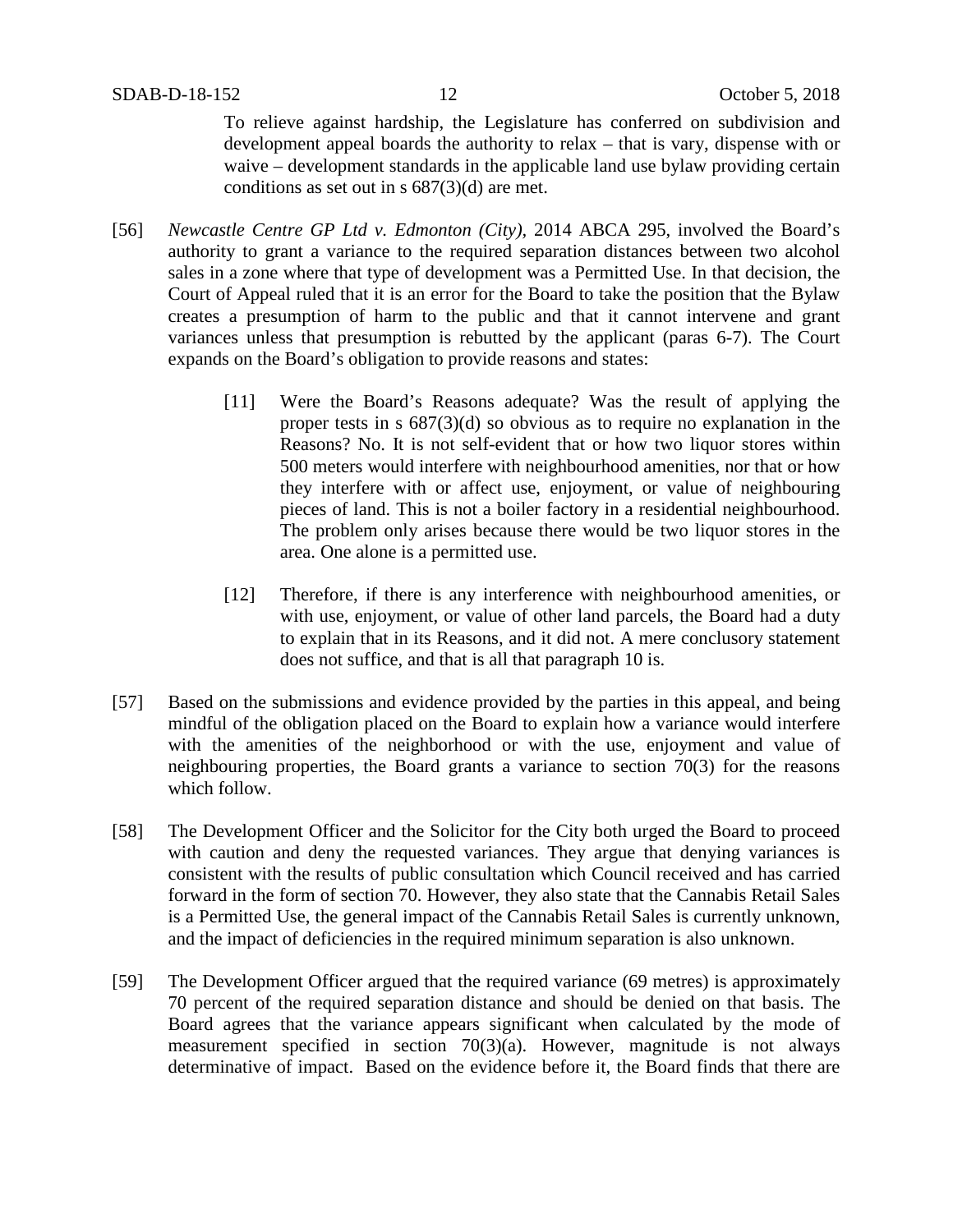> To relieve against hardship, the Legislature has conferred on subdivision and development appeal boards the authority to relax – that is vary, dispense with or waive – development standards in the applicable land use bylaw providing certain conditions as set out in s 687(3)(d) are met.

[56] *Newcastle Centre GP Ltd v. Edmonton (City)*, 2014 ABCA 295, involved the Board's authority to grant a variance to the required separation distances between two alcohol sales in a zone where that type of development was a Permitted Use. In that decision, the Court of Appeal ruled that it is an error for the Board to take the position that the Bylaw creates a presumption of harm to the public and that it cannot intervene and grant variances unless that presumption is rebutted by the applicant (paras 6-7). The Court expands on the Board's obligation to provide reasons and states:

> [11] Were the Board's Reasons adequate? Was the result of applying the proper tests in s 687(3)(d) so obvious as to require no explanation in the Reasons? No. It is not self-evident that or how two liquor stores within 500 meters would interfere with neighbourhood amenities, nor that or how they interfere with or affect use, enjoyment, or value of neighbouring pieces of land. This is not a boiler factory in a residential neighbourhood. The problem only arises because there would be two liquor stores in the area. One alone is a permitted use.
>
> [12] Therefore, if there is any interference with neighbourhood amenities, or with use, enjoyment, or value of other land parcels, the Board had a duty to explain that in its Reasons, and it did not. A mere conclusory statement does not suffice, and that is all that paragraph 10 is.

[57] Based on the submissions and evidence provided by the parties in this appeal, and being mindful of the obligation placed on the Board to explain how a variance would interfere with the amenities of the neighborhood or with the use, enjoyment and value of neighbouring properties, the Board grants a variance to section 70(3) for the reasons which follow.

[58] The Development Officer and the Solicitor for the City both urged the Board to proceed with caution and deny the requested variances. They argue that denying variances is consistent with the results of public consultation which Council received and has carried forward in the form of section 70. However, they also state that the Cannabis Retail Sales is a Permitted Use, the general impact of the Cannabis Retail Sales is currently unknown, and the impact of deficiencies in the required minimum separation is also unknown.

[59] The Development Officer argued that the required variance (69 metres) is approximately 70 percent of the required separation distance and should be denied on that basis. The Board agrees that the variance appears significant when calculated by the mode of measurement specified in section 70(3)(a). However, magnitude is not always determinative of impact. Based on the evidence before it, the Board finds that there are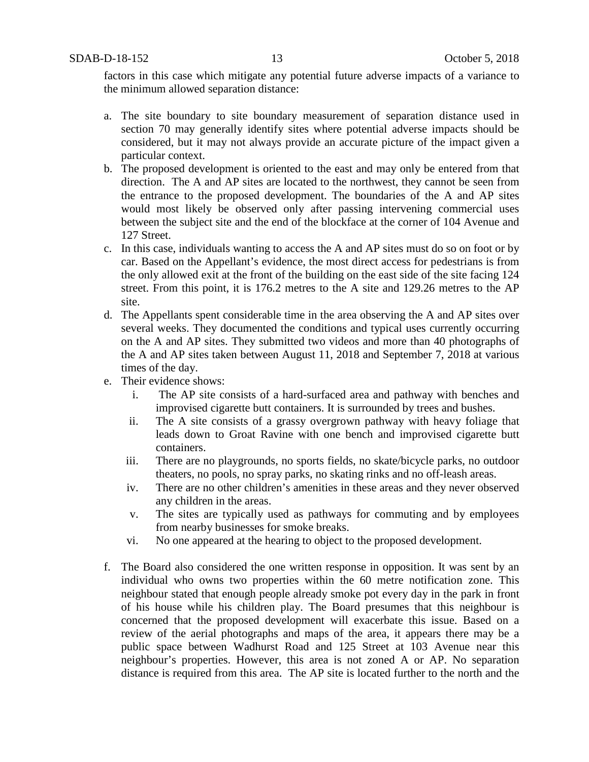factors in this case which mitigate any potential future adverse impacts of a variance to the minimum allowed separation distance:

a. The site boundary to site boundary measurement of separation distance used in section 70 may generally identify sites where potential adverse impacts should be considered, but it may not always provide an accurate picture of the impact given a particular context.
b. The proposed development is oriented to the east and may only be entered from that direction. The A and AP sites are located to the northwest, they cannot be seen from the entrance to the proposed development. The boundaries of the A and AP sites would most likely be observed only after passing intervening commercial uses between the subject site and the end of the blockface at the corner of 104 Avenue and 127 Street.
c. In this case, individuals wanting to access the A and AP sites must do so on foot or by car. Based on the Appellant's evidence, the most direct access for pedestrians is from the only allowed exit at the front of the building on the east side of the site facing 124 street. From this point, it is 176.2 metres to the A site and 129.26 metres to the AP site.
d. The Appellants spent considerable time in the area observing the A and AP sites over several weeks. They documented the conditions and typical uses currently occurring on the A and AP sites. They submitted two videos and more than 40 photographs of the A and AP sites taken between August 11, 2018 and September 7, 2018 at various times of the day.
e. Their evidence shows:
    i. The AP site consists of a hard-surfaced area and pathway with benches and improvised cigarette butt containers. It is surrounded by trees and bushes.
    ii. The A site consists of a grassy overgrown pathway with heavy foliage that leads down to Groat Ravine with one bench and improvised cigarette butt containers.
    iii. There are no playgrounds, no sports fields, no skate/bicycle parks, no outdoor theaters, no pools, no spray parks, no skating rinks and no off-leash areas.
    iv. There are no other children's amenities in these areas and they never observed any children in the areas.
    v. The sites are typically used as pathways for commuting and by employees from nearby businesses for smoke breaks.
    vi. No one appeared at the hearing to object to the proposed development.

f. The Board also considered the one written response in opposition. It was sent by an individual who owns two properties within the 60 metre notification zone. This neighbour stated that enough people already smoke pot every day in the park in front of his house while his children play. The Board presumes that this neighbour is concerned that the proposed development will exacerbate this issue. Based on a review of the aerial photographs and maps of the area, it appears there may be a public space between Wadhurst Road and 125 Street at 103 Avenue near this neighbour's properties. However, this area is not zoned A or AP. No separation distance is required from this area. The AP site is located further to the north and the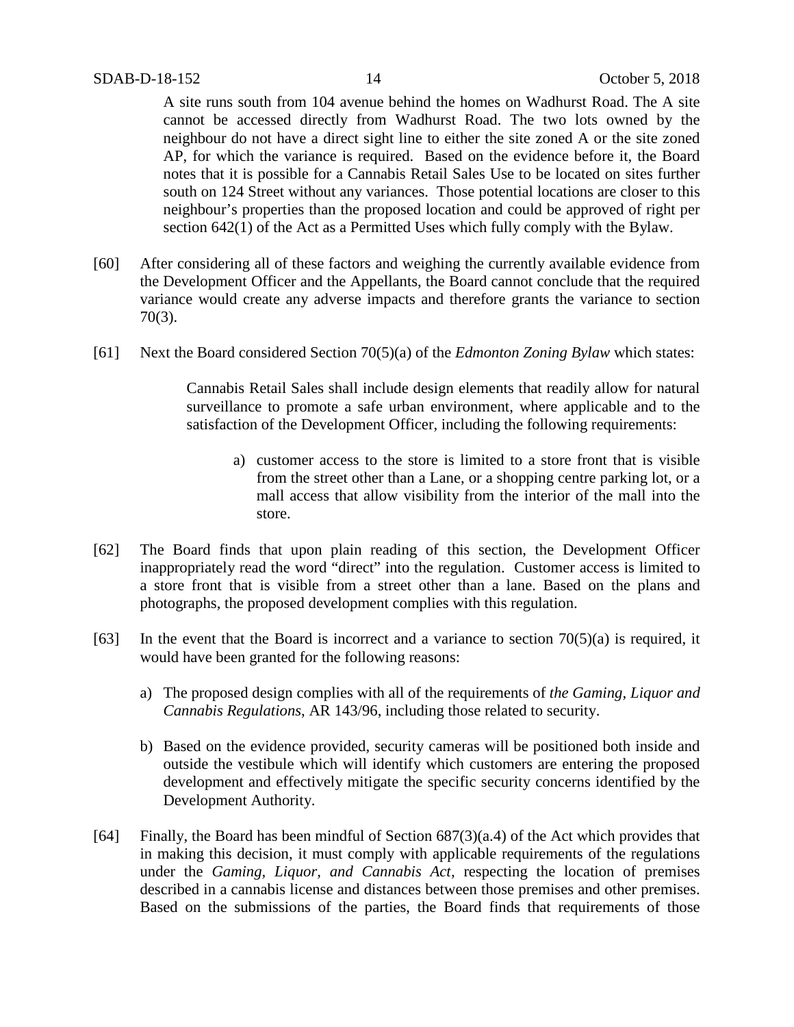A site runs south from 104 avenue behind the homes on Wadhurst Road. The A site cannot be accessed directly from Wadhurst Road. The two lots owned by the neighbour do not have a direct sight line to either the site zoned A or the site zoned AP, for which the variance is required. Based on the evidence before it, the Board notes that it is possible for a Cannabis Retail Sales Use to be located on sites further south on 124 Street without any variances. Those potential locations are closer to this neighbour's properties than the proposed location and could be approved of right per section 642(1) of the Act as a Permitted Uses which fully comply with the Bylaw.

[60] After considering all of these factors and weighing the currently available evidence from the Development Officer and the Appellants, the Board cannot conclude that the required variance would create any adverse impacts and therefore grants the variance to section 70(3).

[61] Next the Board considered Section 70(5)(a) of the *Edmonton Zoning Bylaw* which states:

> Cannabis Retail Sales shall include design elements that readily allow for natural surveillance to promote a safe urban environment, where applicable and to the satisfaction of the Development Officer, including the following requirements:
>
> a) customer access to the store is limited to a store front that is visible from the street other than a Lane, or a shopping centre parking lot, or a mall access that allow visibility from the interior of the mall into the store.

[62] The Board finds that upon plain reading of this section, the Development Officer inappropriately read the word "direct" into the regulation. Customer access is limited to a store front that is visible from a street other than a lane. Based on the plans and photographs, the proposed development complies with this regulation.

[63] In the event that the Board is incorrect and a variance to section 70(5)(a) is required, it would have been granted for the following reasons:

a) The proposed design complies with all of the requirements of *the Gaming, Liquor and Cannabis Regulations*, AR 143/96, including those related to security.

b) Based on the evidence provided, security cameras will be positioned both inside and outside the vestibule which will identify which customers are entering the proposed development and effectively mitigate the specific security concerns identified by the Development Authority.

[64] Finally, the Board has been mindful of Section 687(3)(a.4) of the Act which provides that in making this decision, it must comply with applicable requirements of the regulations under the *Gaming, Liquor, and Cannabis Act,* respecting the location of premises described in a cannabis license and distances between those premises and other premises. Based on the submissions of the parties, the Board finds that requirements of those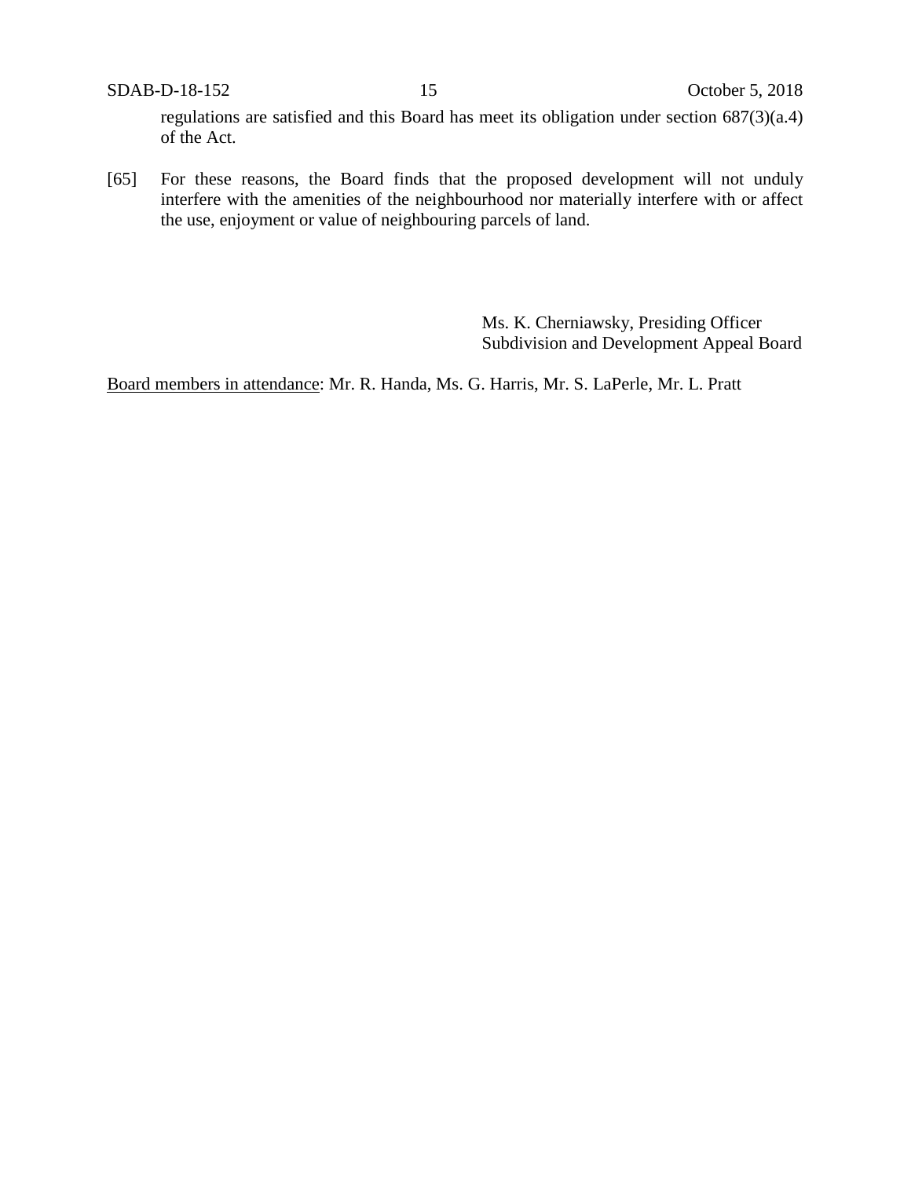regulations are satisfied and this Board has meet its obligation under section 687(3)(a.4) of the Act.

[65] For these reasons, the Board finds that the proposed development will not unduly interfere with the amenities of the neighbourhood nor materially interfere with or affect the use, enjoyment or value of neighbouring parcels of land.

Ms. K. Cherniawsky, Presiding Officer
Subdivision and Development Appeal Board

Board members in attendance: Mr. R. Handa, Ms. G. Harris, Mr. S. LaPerle, Mr. L. Pratt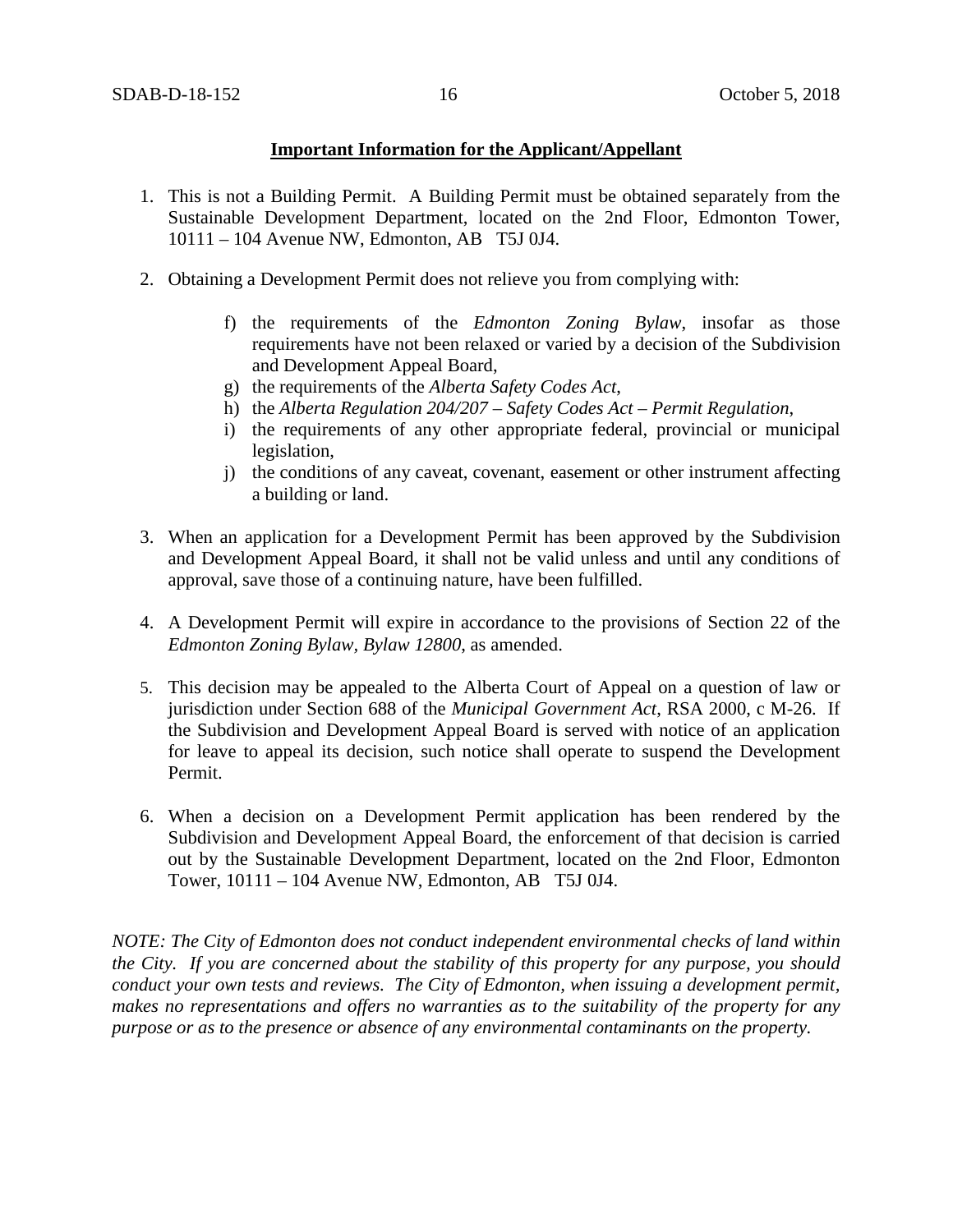**Important Information for the Applicant/Appellant**

1. This is not a Building Permit. A Building Permit must be obtained separately from the Sustainable Development Department, located on the 2nd Floor, Edmonton Tower, 10111 – 104 Avenue NW, Edmonton, AB T5J 0J4.

2. Obtaining a Development Permit does not relieve you from complying with:

   f) the requirements of the *Edmonton Zoning Bylaw*, insofar as those requirements have not been relaxed or varied by a decision of the Subdivision and Development Appeal Board,
   g) the requirements of the *Alberta Safety Codes Act*,
   h) the *Alberta Regulation 204/207 – Safety Codes Act – Permit Regulation*,
   i) the requirements of any other appropriate federal, provincial or municipal legislation,
   j) the conditions of any caveat, covenant, easement or other instrument affecting a building or land.

3. When an application for a Development Permit has been approved by the Subdivision and Development Appeal Board, it shall not be valid unless and until any conditions of approval, save those of a continuing nature, have been fulfilled.

4. A Development Permit will expire in accordance to the provisions of Section 22 of the *Edmonton Zoning Bylaw, Bylaw 12800*, as amended.

5. This decision may be appealed to the Alberta Court of Appeal on a question of law or jurisdiction under Section 688 of the *Municipal Government Act*, RSA 2000, c M-26. If the Subdivision and Development Appeal Board is served with notice of an application for leave to appeal its decision, such notice shall operate to suspend the Development Permit.

6. When a decision on a Development Permit application has been rendered by the Subdivision and Development Appeal Board, the enforcement of that decision is carried out by the Sustainable Development Department, located on the 2nd Floor, Edmonton Tower, 10111 – 104 Avenue NW, Edmonton, AB T5J 0J4.

*NOTE: The City of Edmonton does not conduct independent environmental checks of land within the City. If you are concerned about the stability of this property for any purpose, you should conduct your own tests and reviews. The City of Edmonton, when issuing a development permit, makes no representations and offers no warranties as to the suitability of the property for any purpose or as to the presence or absence of any environmental contaminants on the property.*